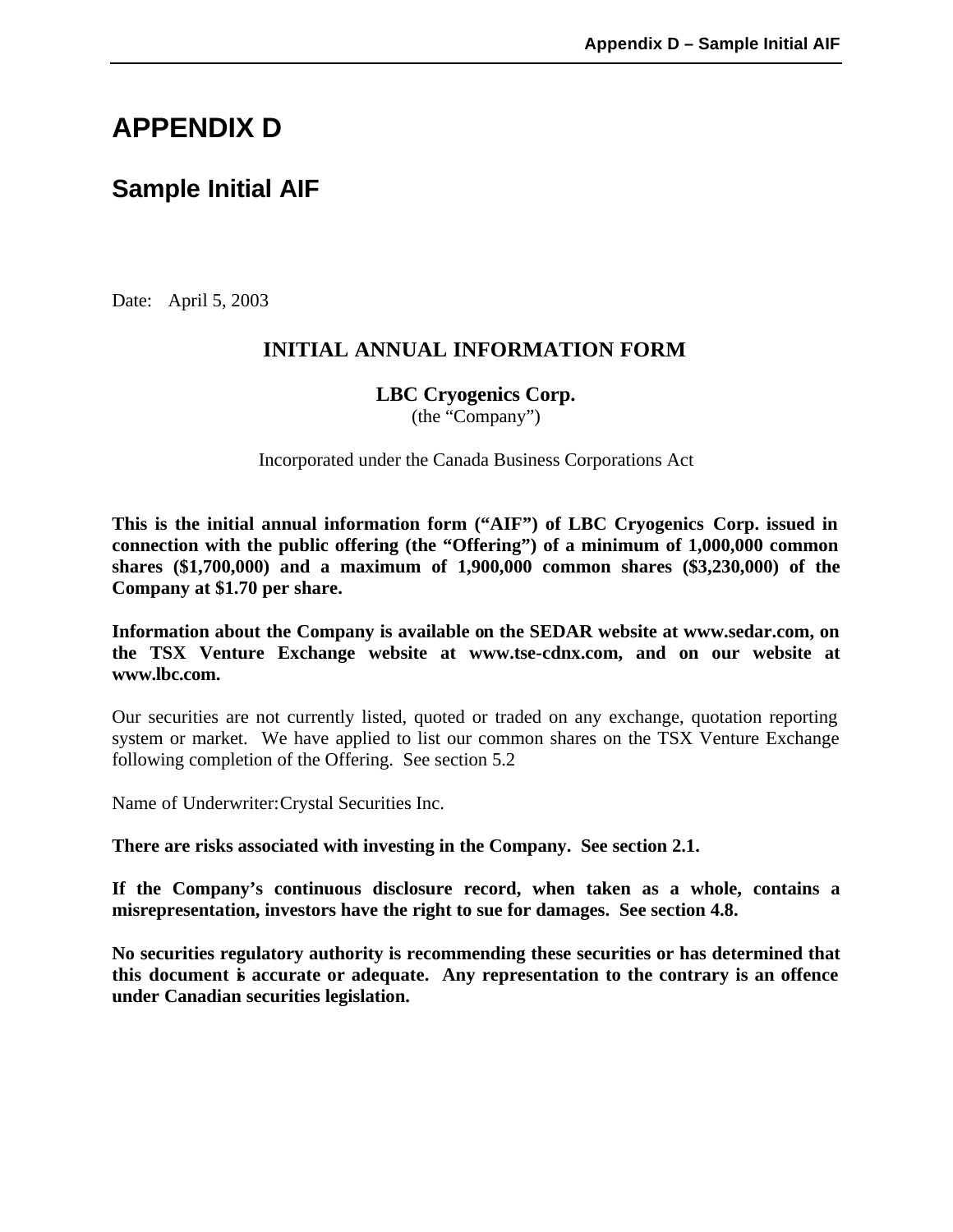# APPENDIX D

## Sample Initial AIF

Date: April 5, 2003

**INITIAL ANNUAL INFORMATION FORM**

**LBC Cryogenics Corp.**
(the "Company")

Incorporated under the Canada Business Corporations Act

**This is the initial annual information form ("AIF") of LBC Cryogenics Corp. issued in connection with the public offering (the "Offering") of a minimum of 1,000,000 common shares ($1,700,000) and a maximum of 1,900,000 common shares ($3,230,000) of the Company at $1.70 per share.**

**Information about the Company is available on the SEDAR website at www.sedar.com, on the TSX Venture Exchange website at www.tse-cdnx.com, and on our website at www.lbc.com.**

Our securities are not currently listed, quoted or traded on any exchange, quotation reporting system or market. We have applied to list our common shares on the TSX Venture Exchange following completion of the Offering. See section 5.2

Name of Underwriter: Crystal Securities Inc.

**There are risks associated with investing in the Company. See section 2.1.**

**If the Company's continuous disclosure record, when taken as a whole, contains a misrepresentation, investors have the right to sue for damages. See section 4.8.**

**No securities regulatory authority is recommending these securities or has determined that this document is accurate or adequate. Any representation to the contrary is an offence under Canadian securities legislation.**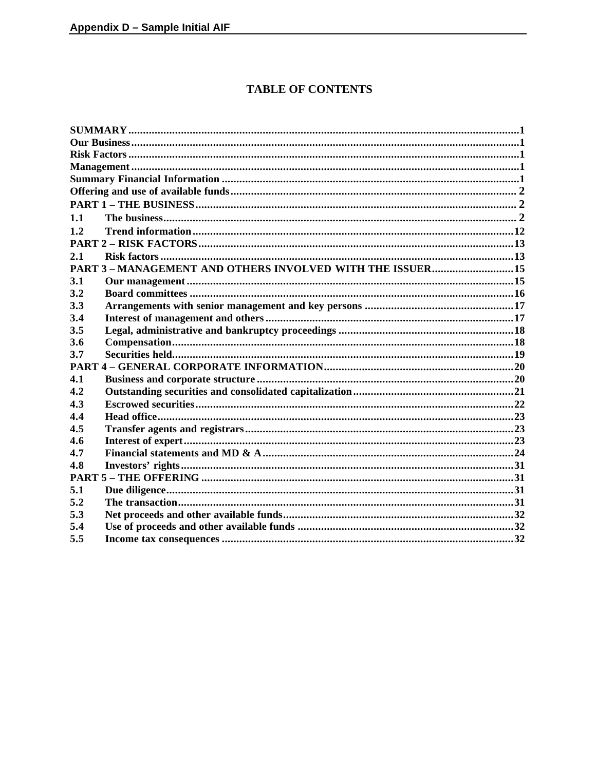# TABLE OF CONTENTS

| | | |
|---|---|---|
| **SUMMARY** | | **1** |
| **Our Business** | | **1** |
| **Risk Factors** | | **1** |
| **Management** | | **1** |
| **Summary Financial Information** | | **1** |
| **Offering and use of available funds** | | **2** |
| **PART 1 – THE BUSINESS** | | **2** |
| **1.1** | **The business** | **2** |
| **1.2** | **Trend information** | **12** |
| **PART 2 – RISK FACTORS** | | **13** |
| **2.1** | **Risk factors** | **13** |
| **PART 3 – MANAGEMENT AND OTHERS INVOLVED WITH THE ISSUER** | | **15** |
| **3.1** | **Our management** | **15** |
| **3.2** | **Board committees** | **16** |
| **3.3** | **Arrangements with senior management and key persons** | **17** |
| **3.4** | **Interest of management and others** | **17** |
| **3.5** | **Legal, administrative and bankruptcy proceedings** | **18** |
| **3.6** | **Compensation** | **18** |
| **3.7** | **Securities held** | **19** |
| **PART 4 – GENERAL CORPORATE INFORMATION** | | **20** |
| **4.1** | **Business and corporate structure** | **20** |
| **4.2** | **Outstanding securities and consolidated capitalization** | **21** |
| **4.3** | **Escrowed securities** | **22** |
| **4.4** | **Head office** | **23** |
| **4.5** | **Transfer agents and registrars** | **23** |
| **4.6** | **Interest of expert** | **23** |
| **4.7** | **Financial statements and MD & A** | **24** |
| **4.8** | **Investors' rights** | **31** |
| **PART 5 – THE OFFERING** | | **31** |
| **5.1** | **Due diligence** | **31** |
| **5.2** | **The transaction** | **31** |
| **5.3** | **Net proceeds and other available funds** | **32** |
| **5.4** | **Use of proceeds and other available funds** | **32** |
| **5.5** | **Income tax consequences** | **32** |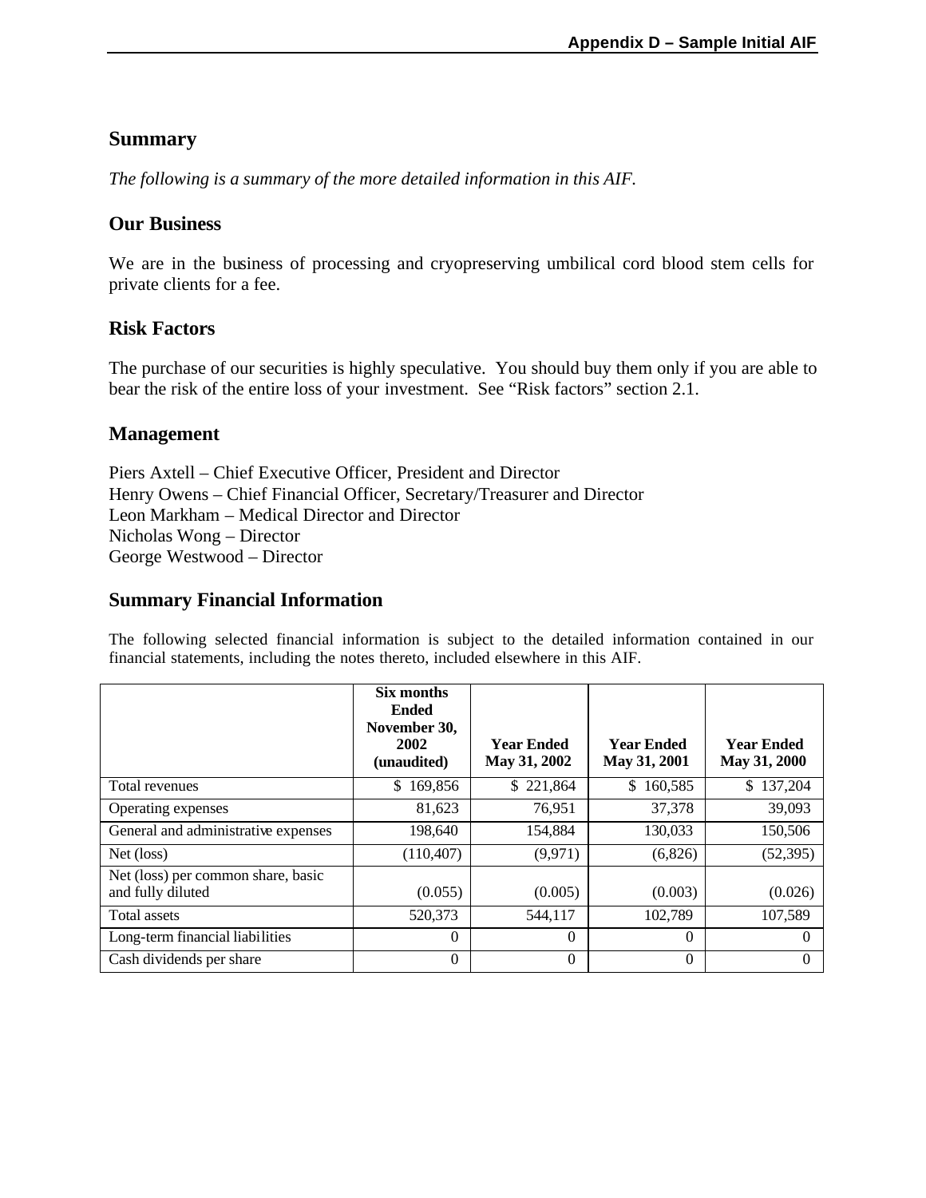## Summary

*The following is a summary of the more detailed information in this AIF.*

## Our Business

We are in the business of processing and cryopreserving umbilical cord blood stem cells for private clients for a fee.

## Risk Factors

The purchase of our securities is highly speculative. You should buy them only if you are able to bear the risk of the entire loss of your investment. See "Risk factors" section 2.1.

## Management

Piers Axtell – Chief Executive Officer, President and Director
Henry Owens – Chief Financial Officer, Secretary/Treasurer and Director
Leon Markham – Medical Director and Director
Nicholas Wong – Director
George Westwood – Director

## Summary Financial Information

The following selected financial information is subject to the detailed information contained in our financial statements, including the notes thereto, included elsewhere in this AIF.

| | **Six months Ended November 30, 2002 (unaudited)** | **Year Ended May 31, 2002** | **Year Ended May 31, 2001** | **Year Ended May 31, 2000** |
|---|---|---|---|---|
| Total revenues | $ 169,856 | $ 221,864 | $ 160,585 | $ 137,204 |
| Operating expenses | 81,623 | 76,951 | 37,378 | 39,093 |
| General and administrative expenses | 198,640 | 154,884 | 130,033 | 150,506 |
| Net (loss) | (110,407) | (9,971) | (6,826) | (52,395) |
| Net (loss) per common share, basic and fully diluted | (0.055) | (0.005) | (0.003) | (0.026) |
| Total assets | 520,373 | 544,117 | 102,789 | 107,589 |
| Long-term financial liabilities | 0 | 0 | 0 | 0 |
| Cash dividends per share | 0 | 0 | 0 | 0 |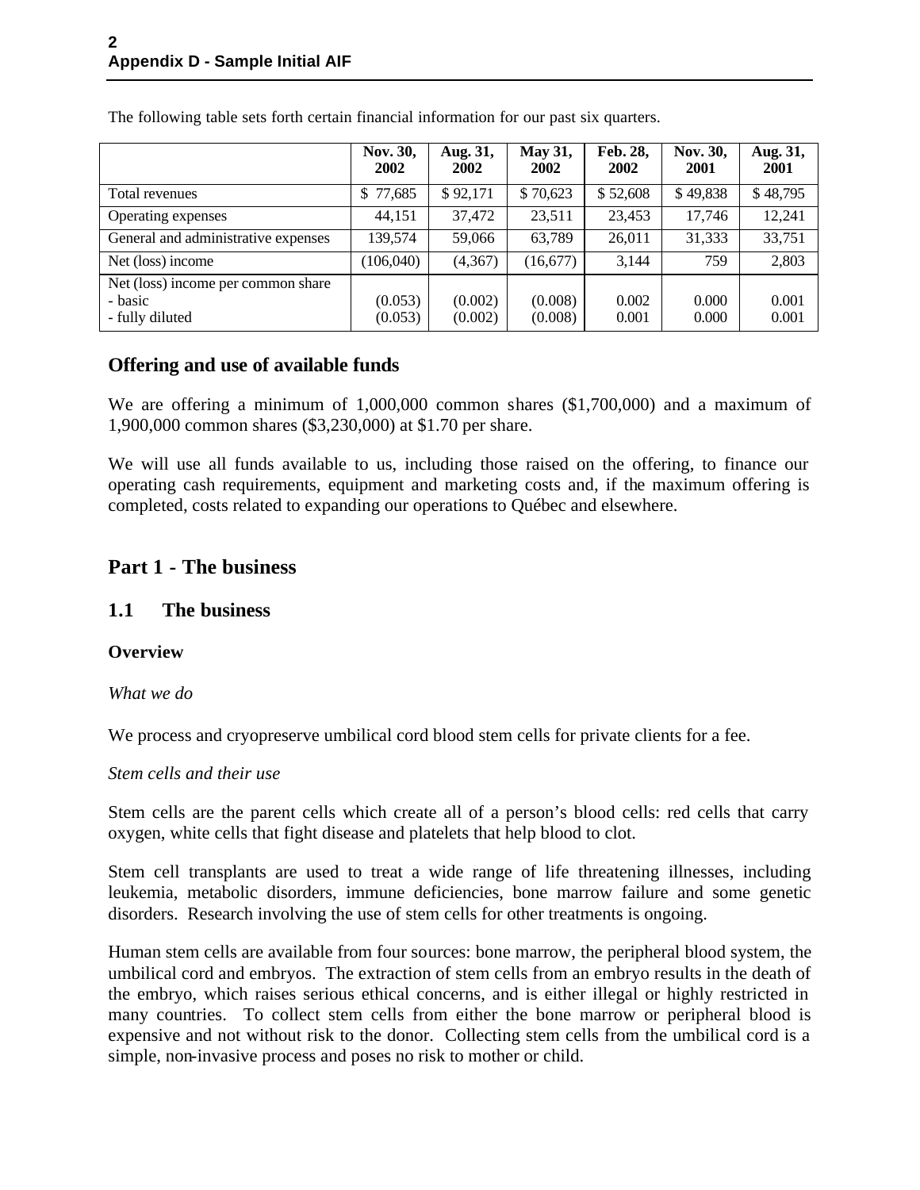The following table sets forth certain financial information for our past six quarters.

| | Nov. 30, 2002 | Aug. 31, 2002 | May 31, 2002 | Feb. 28, 2002 | Nov. 30, 2001 | Aug. 31, 2001 |
|---|---|---|---|---|---|---|
| Total revenues | $ 77,685 | $ 92,171 | $ 70,623 | $ 52,608 | $ 49,838 | $ 48,795 |
| Operating expenses | 44,151 | 37,472 | 23,511 | 23,453 | 17,746 | 12,241 |
| General and administrative expenses | 139,574 | 59,066 | 63,789 | 26,011 | 31,333 | 33,751 |
| Net (loss) income | (106,040) | (4,367) | (16,677) | 3,144 | 759 | 2,803 |
| Net (loss) income per common share<br>- basic<br>- fully diluted | <br>(0.053)<br>(0.053) | <br>(0.002)<br>(0.002) | <br>(0.008)<br>(0.008) | <br>0.002<br>0.001 | <br>0.000<br>0.000 | <br>0.001<br>0.001 |

## Offering and use of available funds

We are offering a minimum of 1,000,000 common shares ($1,700,000) and a maximum of 1,900,000 common shares ($3,230,000) at $1.70 per share.

We will use all funds available to us, including those raised on the offering, to finance our operating cash requirements, equipment and marketing costs and, if the maximum offering is completed, costs related to expanding our operations to Québec and elsewhere.

## Part 1 - The business

## 1.1 The business

### Overview

*What we do*

We process and cryopreserve umbilical cord blood stem cells for private clients for a fee.

*Stem cells and their use*

Stem cells are the parent cells which create all of a person's blood cells: red cells that carry oxygen, white cells that fight disease and platelets that help blood to clot.

Stem cell transplants are used to treat a wide range of life threatening illnesses, including leukemia, metabolic disorders, immune deficiencies, bone marrow failure and some genetic disorders. Research involving the use of stem cells for other treatments is ongoing.

Human stem cells are available from four sources: bone marrow, the peripheral blood system, the umbilical cord and embryos. The extraction of stem cells from an embryo results in the death of the embryo, which raises serious ethical concerns, and is either illegal or highly restricted in many countries. To collect stem cells from either the bone marrow or peripheral blood is expensive and not without risk to the donor. Collecting stem cells from the umbilical cord is a simple, non-invasive process and poses no risk to mother or child.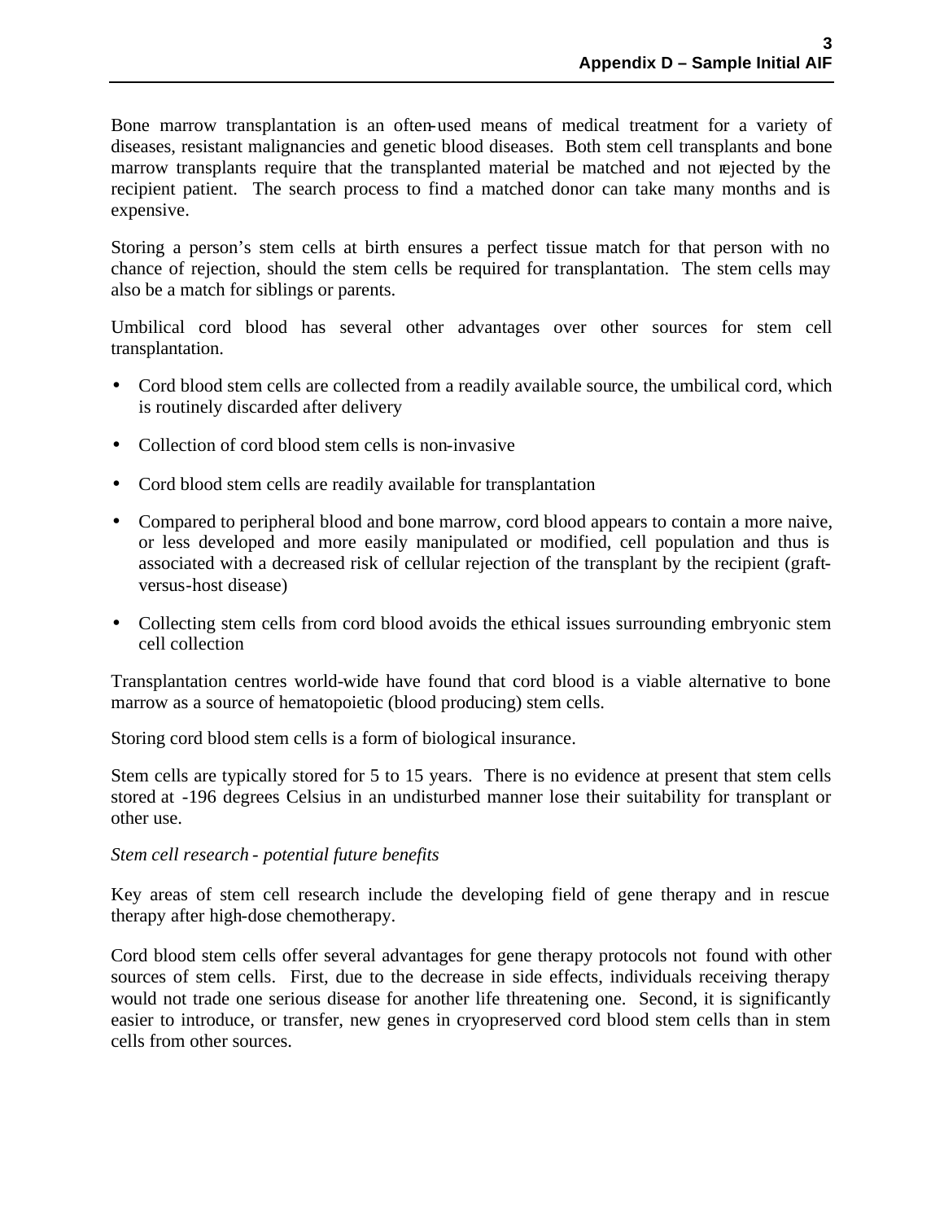Bone marrow transplantation is an often-used means of medical treatment for a variety of diseases, resistant malignancies and genetic blood diseases. Both stem cell transplants and bone marrow transplants require that the transplanted material be matched and not rejected by the recipient patient. The search process to find a matched donor can take many months and is expensive.

Storing a person's stem cells at birth ensures a perfect tissue match for that person with no chance of rejection, should the stem cells be required for transplantation. The stem cells may also be a match for siblings or parents.

Umbilical cord blood has several other advantages over other sources for stem cell transplantation.

- Cord blood stem cells are collected from a readily available source, the umbilical cord, which is routinely discarded after delivery
- Collection of cord blood stem cells is non-invasive
- Cord blood stem cells are readily available for transplantation
- Compared to peripheral blood and bone marrow, cord blood appears to contain a more naive, or less developed and more easily manipulated or modified, cell population and thus is associated with a decreased risk of cellular rejection of the transplant by the recipient (graft-versus-host disease)
- Collecting stem cells from cord blood avoids the ethical issues surrounding embryonic stem cell collection

Transplantation centres world-wide have found that cord blood is a viable alternative to bone marrow as a source of hematopoietic (blood producing) stem cells.

Storing cord blood stem cells is a form of biological insurance.

Stem cells are typically stored for 5 to 15 years. There is no evidence at present that stem cells stored at -196 degrees Celsius in an undisturbed manner lose their suitability for transplant or other use.

*Stem cell research - potential future benefits*

Key areas of stem cell research include the developing field of gene therapy and in rescue therapy after high-dose chemotherapy.

Cord blood stem cells offer several advantages for gene therapy protocols not found with other sources of stem cells. First, due to the decrease in side effects, individuals receiving therapy would not trade one serious disease for another life threatening one. Second, it is significantly easier to introduce, or transfer, new genes in cryopreserved cord blood stem cells than in stem cells from other sources.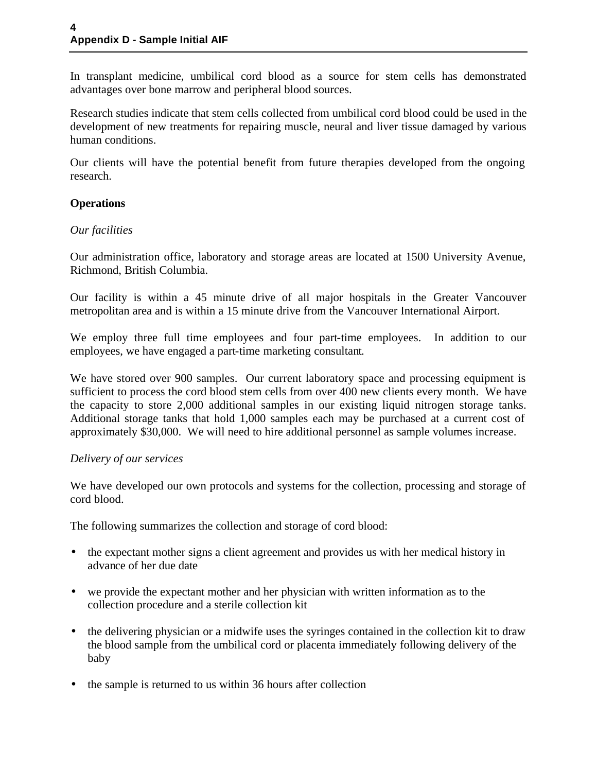In transplant medicine, umbilical cord blood as a source for stem cells has demonstrated advantages over bone marrow and peripheral blood sources.

Research studies indicate that stem cells collected from umbilical cord blood could be used in the development of new treatments for repairing muscle, neural and liver tissue damaged by various human conditions.

Our clients will have the potential benefit from future therapies developed from the ongoing research.

**Operations**

*Our facilities*

Our administration office, laboratory and storage areas are located at 1500 University Avenue, Richmond, British Columbia.

Our facility is within a 45 minute drive of all major hospitals in the Greater Vancouver metropolitan area and is within a 15 minute drive from the Vancouver International Airport.

We employ three full time employees and four part-time employees. In addition to our employees, we have engaged a part-time marketing consultant.

We have stored over 900 samples. Our current laboratory space and processing equipment is sufficient to process the cord blood stem cells from over 400 new clients every month. We have the capacity to store 2,000 additional samples in our existing liquid nitrogen storage tanks. Additional storage tanks that hold 1,000 samples each may be purchased at a current cost of approximately $30,000. We will need to hire additional personnel as sample volumes increase.

*Delivery of our services*

We have developed our own protocols and systems for the collection, processing and storage of cord blood.

The following summarizes the collection and storage of cord blood:

- the expectant mother signs a client agreement and provides us with her medical history in advance of her due date
- we provide the expectant mother and her physician with written information as to the collection procedure and a sterile collection kit
- the delivering physician or a midwife uses the syringes contained in the collection kit to draw the blood sample from the umbilical cord or placenta immediately following delivery of the baby
- the sample is returned to us within 36 hours after collection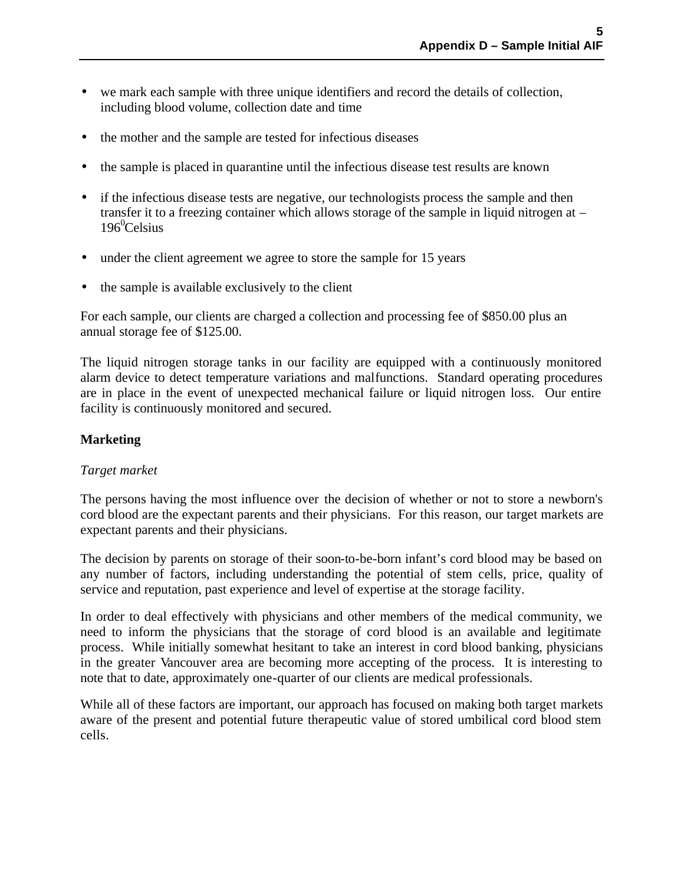- we mark each sample with three unique identifiers and record the details of collection, including blood volume, collection date and time
- the mother and the sample are tested for infectious diseases
- the sample is placed in quarantine until the infectious disease test results are known
- if the infectious disease tests are negative, our technologists process the sample and then transfer it to a freezing container which allows storage of the sample in liquid nitrogen at –196$^{0}$Celsius
- under the client agreement we agree to store the sample for 15 years
- the sample is available exclusively to the client

For each sample, our clients are charged a collection and processing fee of $850.00 plus an annual storage fee of $125.00.

The liquid nitrogen storage tanks in our facility are equipped with a continuously monitored alarm device to detect temperature variations and malfunctions. Standard operating procedures are in place in the event of unexpected mechanical failure or liquid nitrogen loss. Our entire facility is continuously monitored and secured.

**Marketing**

*Target market*

The persons having the most influence over the decision of whether or not to store a newborn's cord blood are the expectant parents and their physicians. For this reason, our target markets are expectant parents and their physicians.

The decision by parents on storage of their soon-to-be-born infant's cord blood may be based on any number of factors, including understanding the potential of stem cells, price, quality of service and reputation, past experience and level of expertise at the storage facility.

In order to deal effectively with physicians and other members of the medical community, we need to inform the physicians that the storage of cord blood is an available and legitimate process. While initially somewhat hesitant to take an interest in cord blood banking, physicians in the greater Vancouver area are becoming more accepting of the process. It is interesting to note that to date, approximately one-quarter of our clients are medical professionals.

While all of these factors are important, our approach has focused on making both target markets aware of the present and potential future therapeutic value of stored umbilical cord blood stem cells.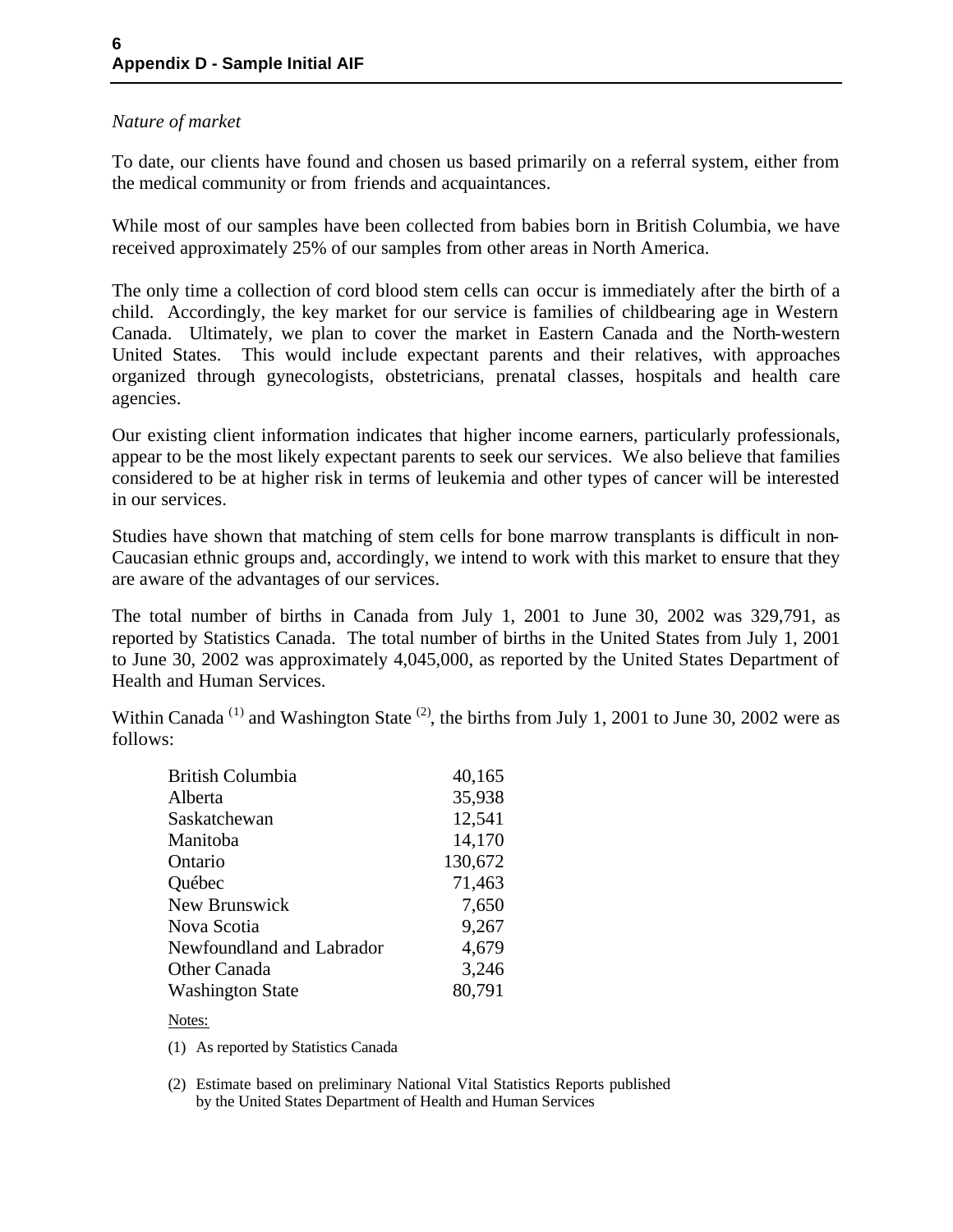*Nature of market*

To date, our clients have found and chosen us based primarily on a referral system, either from the medical community or from friends and acquaintances.

While most of our samples have been collected from babies born in British Columbia, we have received approximately 25% of our samples from other areas in North America.

The only time a collection of cord blood stem cells can occur is immediately after the birth of a child. Accordingly, the key market for our service is families of childbearing age in Western Canada. Ultimately, we plan to cover the market in Eastern Canada and the North-western United States. This would include expectant parents and their relatives, with approaches organized through gynecologists, obstetricians, prenatal classes, hospitals and health care agencies.

Our existing client information indicates that higher income earners, particularly professionals, appear to be the most likely expectant parents to seek our services. We also believe that families considered to be at higher risk in terms of leukemia and other types of cancer will be interested in our services.

Studies have shown that matching of stem cells for bone marrow transplants is difficult in non-Caucasian ethnic groups and, accordingly, we intend to work with this market to ensure that they are aware of the advantages of our services.

The total number of births in Canada from July 1, 2001 to June 30, 2002 was 329,791, as reported by Statistics Canada. The total number of births in the United States from July 1, 2001 to June 30, 2002 was approximately 4,045,000, as reported by the United States Department of Health and Human Services.

Within Canada (1) and Washington State (2), the births from July 1, 2001 to June 30, 2002 were as follows:

| | |
|---|---:|
| British Columbia | 40,165 |
| Alberta | 35,938 |
| Saskatchewan | 12,541 |
| Manitoba | 14,170 |
| Ontario | 130,672 |
| Québec | 71,463 |
| New Brunswick | 7,650 |
| Nova Scotia | 9,267 |
| Newfoundland and Labrador | 4,679 |
| Other Canada | 3,246 |
| Washington State | 80,791 |

Notes:

(1) As reported by Statistics Canada

(2) Estimate based on preliminary National Vital Statistics Reports published by the United States Department of Health and Human Services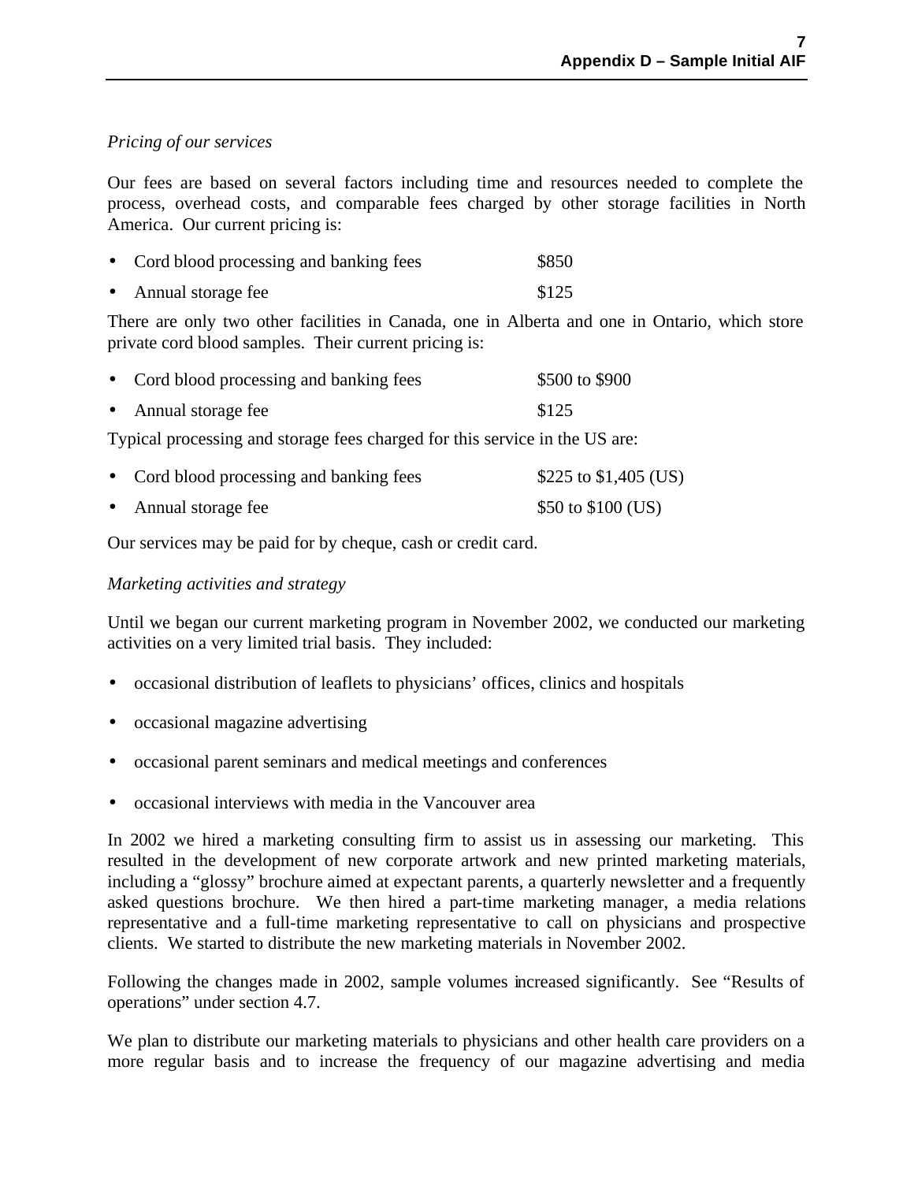*Pricing of our services*

Our fees are based on several factors including time and resources needed to complete the process, overhead costs, and comparable fees charged by other storage facilities in North America. Our current pricing is:

- Cord blood processing and banking fees $850
- Annual storage fee $125

There are only two other facilities in Canada, one in Alberta and one in Ontario, which store private cord blood samples. Their current pricing is:

- Cord blood processing and banking fees $500 to $900
- Annual storage fee $125

Typical processing and storage fees charged for this service in the US are:

- Cord blood processing and banking fees $225 to $1,405 (US)
- Annual storage fee $50 to $100 (US)

Our services may be paid for by cheque, cash or credit card.

*Marketing activities and strategy*

Until we began our current marketing program in November 2002, we conducted our marketing activities on a very limited trial basis. They included:

- occasional distribution of leaflets to physicians' offices, clinics and hospitals
- occasional magazine advertising
- occasional parent seminars and medical meetings and conferences
- occasional interviews with media in the Vancouver area

In 2002 we hired a marketing consulting firm to assist us in assessing our marketing. This resulted in the development of new corporate artwork and new printed marketing materials, including a "glossy" brochure aimed at expectant parents, a quarterly newsletter and a frequently asked questions brochure. We then hired a part-time marketing manager, a media relations representative and a full-time marketing representative to call on physicians and prospective clients. We started to distribute the new marketing materials in November 2002.

Following the changes made in 2002, sample volumes increased significantly. See "Results of operations" under section 4.7.

We plan to distribute our marketing materials to physicians and other health care providers on a more regular basis and to increase the frequency of our magazine advertising and media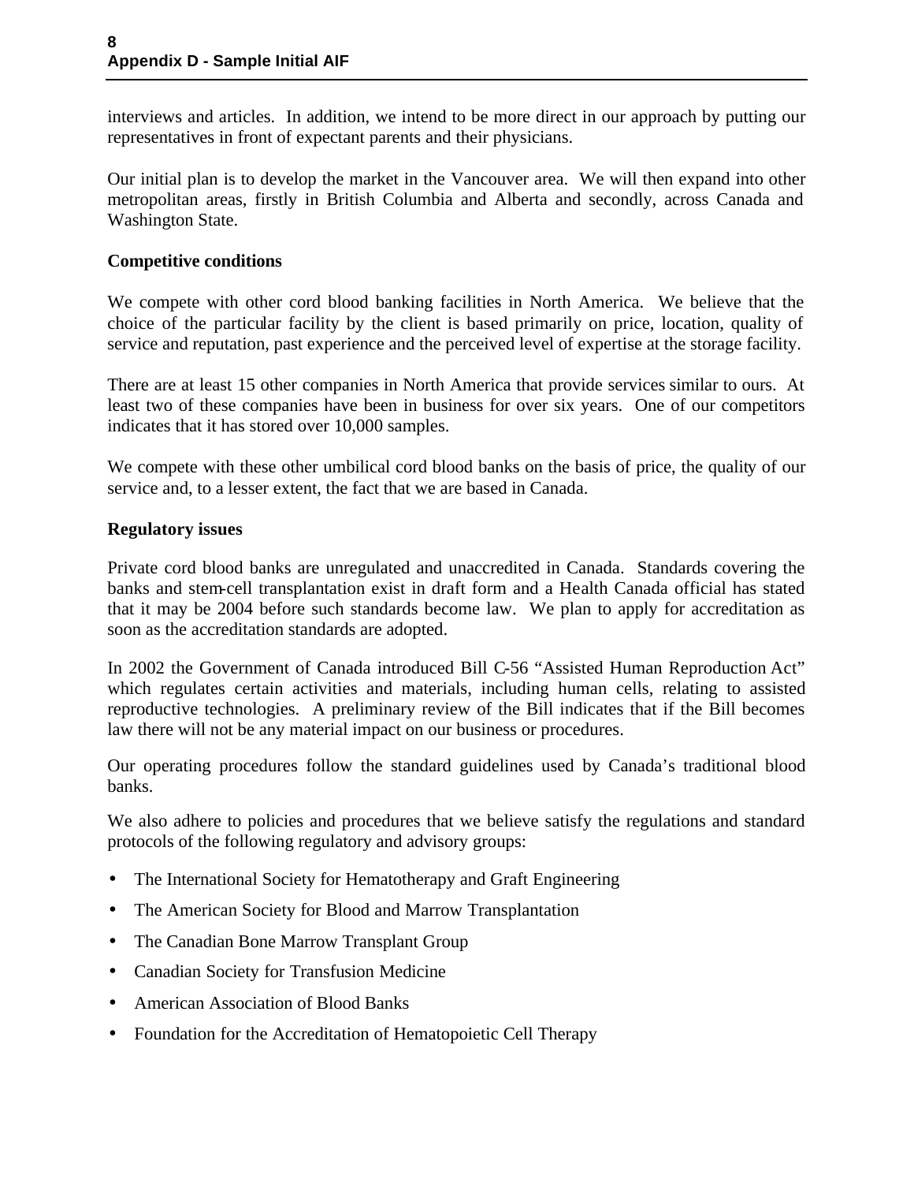interviews and articles. In addition, we intend to be more direct in our approach by putting our representatives in front of expectant parents and their physicians.

Our initial plan is to develop the market in the Vancouver area. We will then expand into other metropolitan areas, firstly in British Columbia and Alberta and secondly, across Canada and Washington State.

**Competitive conditions**

We compete with other cord blood banking facilities in North America. We believe that the choice of the particular facility by the client is based primarily on price, location, quality of service and reputation, past experience and the perceived level of expertise at the storage facility.

There are at least 15 other companies in North America that provide services similar to ours. At least two of these companies have been in business for over six years. One of our competitors indicates that it has stored over 10,000 samples.

We compete with these other umbilical cord blood banks on the basis of price, the quality of our service and, to a lesser extent, the fact that we are based in Canada.

**Regulatory issues**

Private cord blood banks are unregulated and unaccredited in Canada. Standards covering the banks and stem-cell transplantation exist in draft form and a Health Canada official has stated that it may be 2004 before such standards become law. We plan to apply for accreditation as soon as the accreditation standards are adopted.

In 2002 the Government of Canada introduced Bill C-56 "Assisted Human Reproduction Act" which regulates certain activities and materials, including human cells, relating to assisted reproductive technologies. A preliminary review of the Bill indicates that if the Bill becomes law there will not be any material impact on our business or procedures.

Our operating procedures follow the standard guidelines used by Canada's traditional blood banks.

We also adhere to policies and procedures that we believe satisfy the regulations and standard protocols of the following regulatory and advisory groups:

- The International Society for Hematotherapy and Graft Engineering
- The American Society for Blood and Marrow Transplantation
- The Canadian Bone Marrow Transplant Group
- Canadian Society for Transfusion Medicine
- American Association of Blood Banks
- Foundation for the Accreditation of Hematopoietic Cell Therapy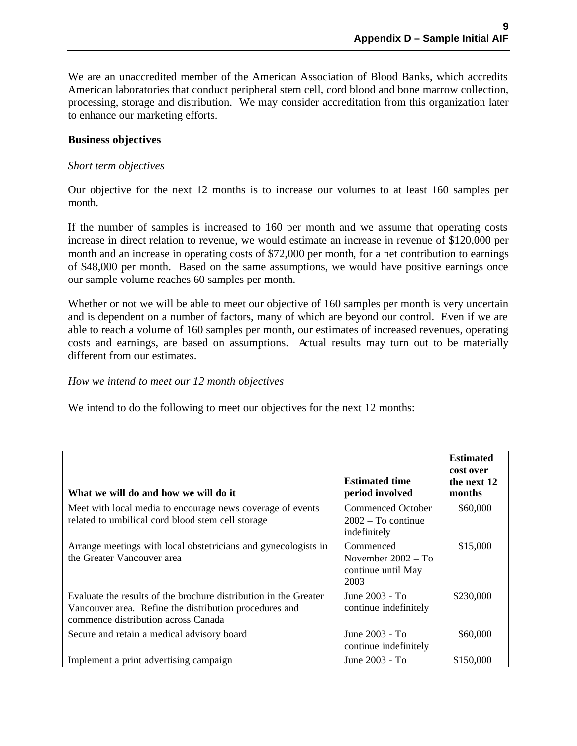We are an unaccredited member of the American Association of Blood Banks, which accredits American laboratories that conduct peripheral stem cell, cord blood and bone marrow collection, processing, storage and distribution. We may consider accreditation from this organization later to enhance our marketing efforts.

**Business objectives**

*Short term objectives*

Our objective for the next 12 months is to increase our volumes to at least 160 samples per month.

If the number of samples is increased to 160 per month and we assume that operating costs increase in direct relation to revenue, we would estimate an increase in revenue of $120,000 per month and an increase in operating costs of $72,000 per month, for a net contribution to earnings of $48,000 per month. Based on the same assumptions, we would have positive earnings once our sample volume reaches 60 samples per month.

Whether or not we will be able to meet our objective of 160 samples per month is very uncertain and is dependent on a number of factors, many of which are beyond our control. Even if we are able to reach a volume of 160 samples per month, our estimates of increased revenues, operating costs and earnings, are based on assumptions. Actual results may turn out to be materially different from our estimates.

*How we intend to meet our 12 month objectives*

We intend to do the following to meet our objectives for the next 12 months:

| What we will do and how we will do it | Estimated time period involved | Estimated cost over the next 12 months |
|---|---|---|
| Meet with local media to encourage news coverage of events related to umbilical cord blood stem cell storage | Commenced October 2002 – To continue indefinitely | $60,000 |
| Arrange meetings with local obstetricians and gynecologists in the Greater Vancouver area | Commenced November 2002 – To continue until May 2003 | $15,000 |
| Evaluate the results of the brochure distribution in the Greater Vancouver area. Refine the distribution procedures and commence distribution across Canada | June 2003 - To continue indefinitely | $230,000 |
| Secure and retain a medical advisory board | June 2003 - To continue indefinitely | $60,000 |
| Implement a print advertising campaign | June 2003 - To | $150,000 |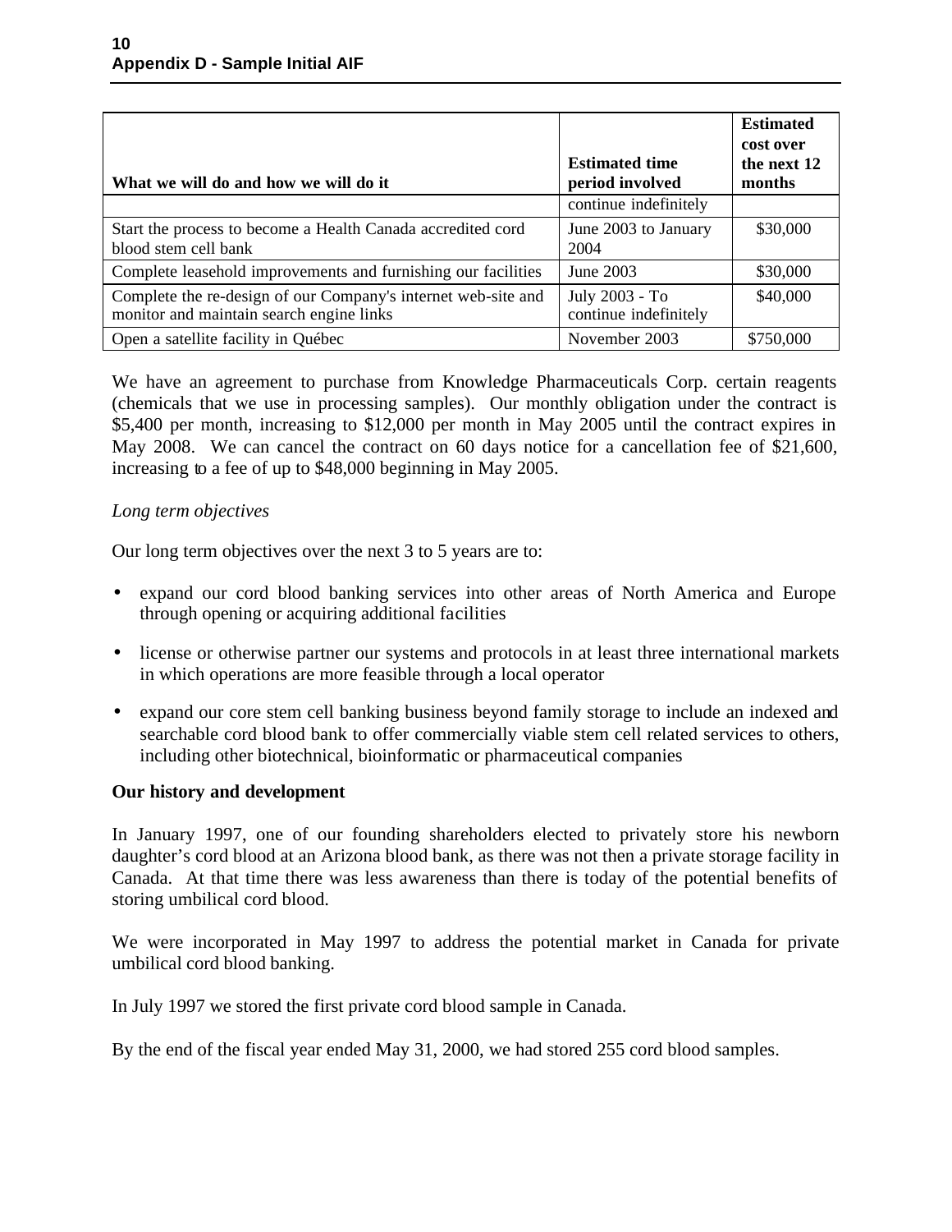| What we will do and how we will do it | Estimated time period involved | Estimated cost over the next 12 months |
|---|---|---|
| | continue indefinitely | |
| Start the process to become a Health Canada accredited cord blood stem cell bank | June 2003 to January 2004 | $30,000 |
| Complete leasehold improvements and furnishing our facilities | June 2003 | $30,000 |
| Complete the re-design of our Company's internet web-site and monitor and maintain search engine links | July 2003 - To continue indefinitely | $40,000 |
| Open a satellite facility in Québec | November 2003 | $750,000 |

We have an agreement to purchase from Knowledge Pharmaceuticals Corp. certain reagents (chemicals that we use in processing samples). Our monthly obligation under the contract is $5,400 per month, increasing to $12,000 per month in May 2005 until the contract expires in May 2008. We can cancel the contract on 60 days notice for a cancellation fee of $21,600, increasing to a fee of up to $48,000 beginning in May 2005.

*Long term objectives*

Our long term objectives over the next 3 to 5 years are to:

- expand our cord blood banking services into other areas of North America and Europe through opening or acquiring additional facilities
- license or otherwise partner our systems and protocols in at least three international markets in which operations are more feasible through a local operator
- expand our core stem cell banking business beyond family storage to include an indexed and searchable cord blood bank to offer commercially viable stem cell related services to others, including other biotechnical, bioinformatic or pharmaceutical companies

**Our history and development**

In January 1997, one of our founding shareholders elected to privately store his newborn daughter's cord blood at an Arizona blood bank, as there was not then a private storage facility in Canada. At that time there was less awareness than there is today of the potential benefits of storing umbilical cord blood.

We were incorporated in May 1997 to address the potential market in Canada for private umbilical cord blood banking.

In July 1997 we stored the first private cord blood sample in Canada.

By the end of the fiscal year ended May 31, 2000, we had stored 255 cord blood samples.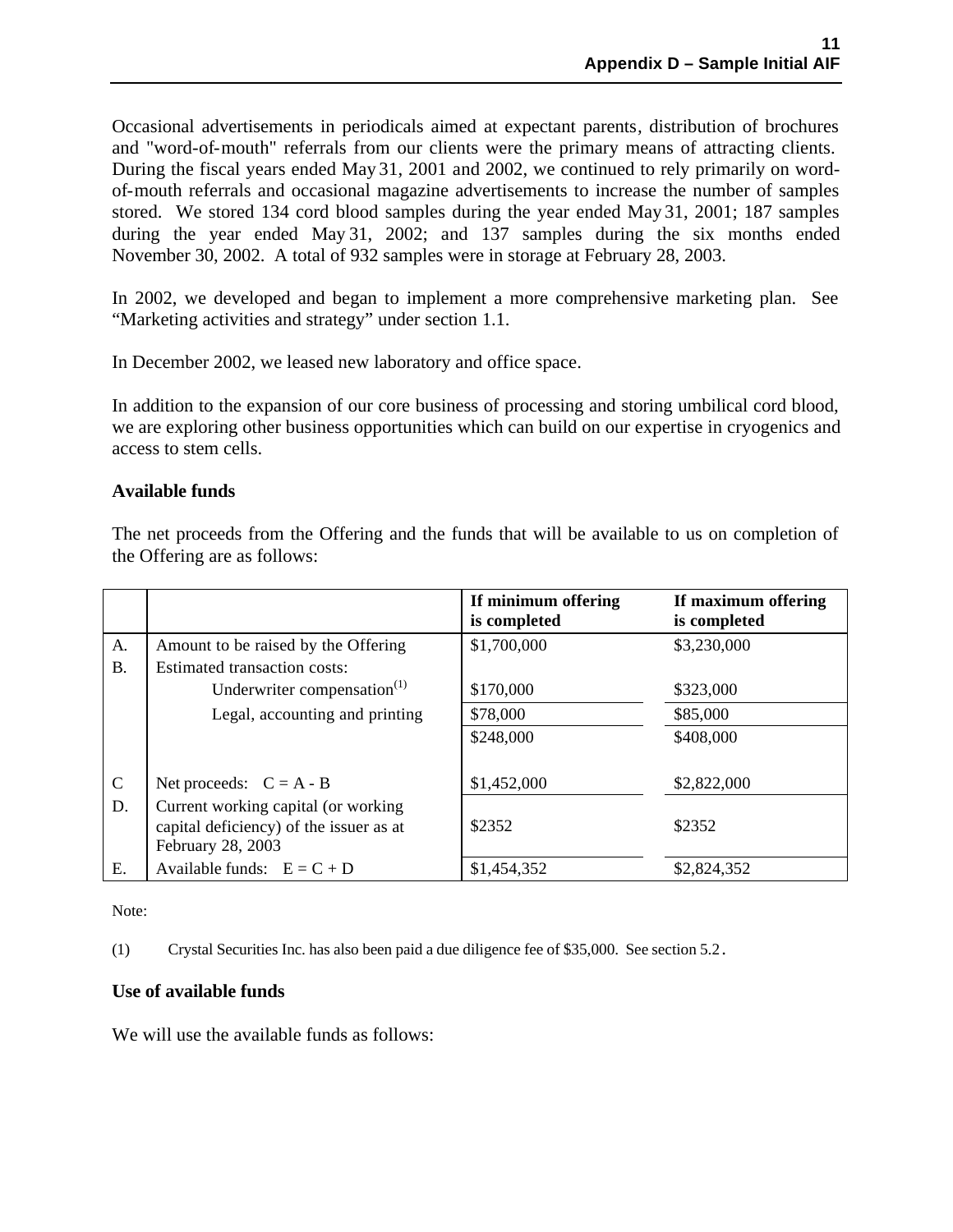Occasional advertisements in periodicals aimed at expectant parents, distribution of brochures and "word-of-mouth" referrals from our clients were the primary means of attracting clients. During the fiscal years ended May 31, 2001 and 2002, we continued to rely primarily on word-of-mouth referrals and occasional magazine advertisements to increase the number of samples stored. We stored 134 cord blood samples during the year ended May 31, 2001; 187 samples during the year ended May 31, 2002; and 137 samples during the six months ended November 30, 2002. A total of 932 samples were in storage at February 28, 2003.

In 2002, we developed and began to implement a more comprehensive marketing plan. See “Marketing activities and strategy” under section 1.1.

In December 2002, we leased new laboratory and office space.

In addition to the expansion of our core business of processing and storing umbilical cord blood, we are exploring other business opportunities which can build on our expertise in cryogenics and access to stem cells.

**Available funds**

The net proceeds from the Offering and the funds that will be available to us on completion of the Offering are as follows:

| | | If minimum offering is completed | If maximum offering is completed |
|---|---|---|---|
| A. | Amount to be raised by the Offering | $1,700,000 | $3,230,000 |
| B. | Estimated transaction costs: | | |
| | Underwriter compensation[1] | $170,000 | $323,000 |
| | Legal, accounting and printing | $78,000 | $85,000 |
| | | $248,000 | $408,000 |
| C | Net proceeds: C = A - B | $1,452,000 | $2,822,000 |
| D. | Current working capital (or working capital deficiency) of the issuer as at February 28, 2003 | $2352 | $2352 |
| E. | Available funds: E = C + D | $1,454,352 | $2,824,352 |

Note:

(1) Crystal Securities Inc. has also been paid a due diligence fee of $35,000. See section 5.2.

**Use of available funds**

We will use the available funds as follows: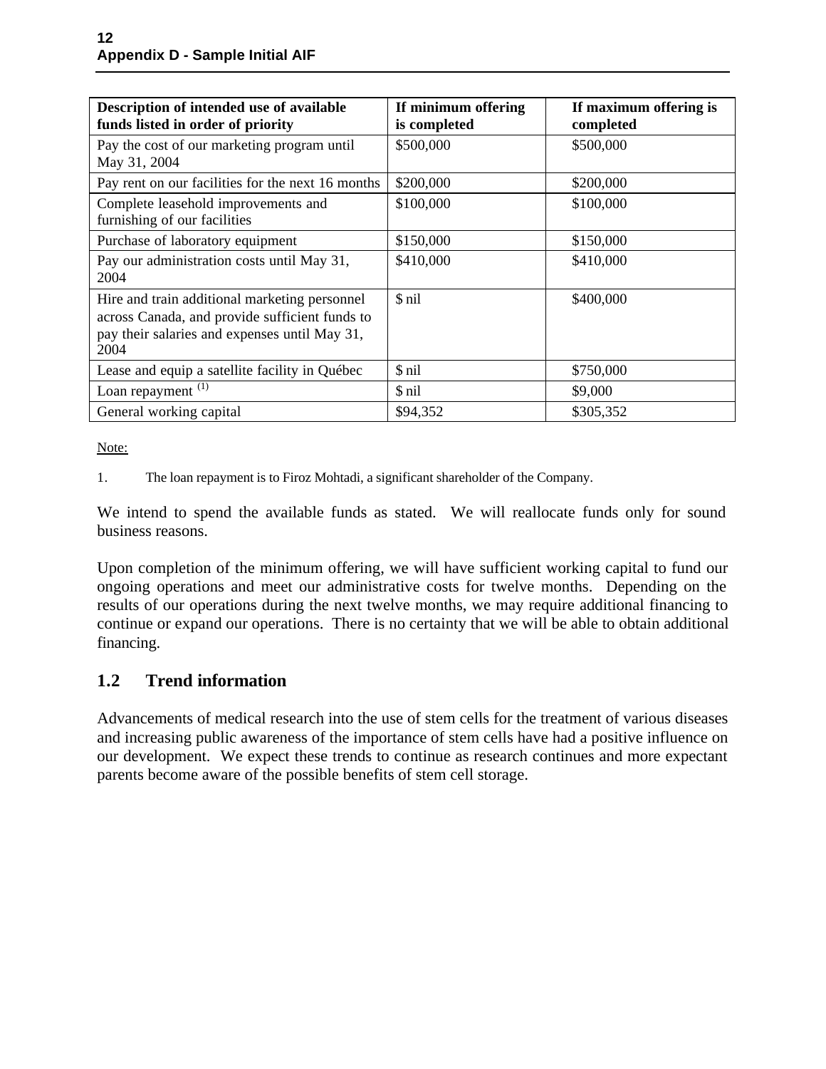| Description of intended use of available funds listed in order of priority | If minimum offering is completed | If maximum offering is completed |
| --- | --- | --- |
| Pay the cost of our marketing program until May 31, 2004 | $500,000 | $500,000 |
| Pay rent on our facilities for the next 16 months | $200,000 | $200,000 |
| Complete leasehold improvements and furnishing of our facilities | $100,000 | $100,000 |
| Purchase of laboratory equipment | $150,000 | $150,000 |
| Pay our administration costs until May 31, 2004 | $410,000 | $410,000 |
| Hire and train additional marketing personnel across Canada, and provide sufficient funds to pay their salaries and expenses until May 31, 2004 | $ nil | $400,000 |
| Lease and equip a satellite facility in Québec | $ nil | $750,000 |
| Loan repayment [(1)] | $ nil | $9,000 |
| General working capital | $94,352 | $305,352 |

Note:

1. The loan repayment is to Firoz Mohtadi, a significant shareholder of the Company.

We intend to spend the available funds as stated. We will reallocate funds only for sound business reasons.

Upon completion of the minimum offering, we will have sufficient working capital to fund our ongoing operations and meet our administrative costs for twelve months. Depending on the results of our operations during the next twelve months, we may require additional financing to continue or expand our operations. There is no certainty that we will be able to obtain additional financing.

## 1.2 Trend information

Advancements of medical research into the use of stem cells for the treatment of various diseases and increasing public awareness of the importance of stem cells have had a positive influence on our development. We expect these trends to continue as research continues and more expectant parents become aware of the possible benefits of stem cell storage.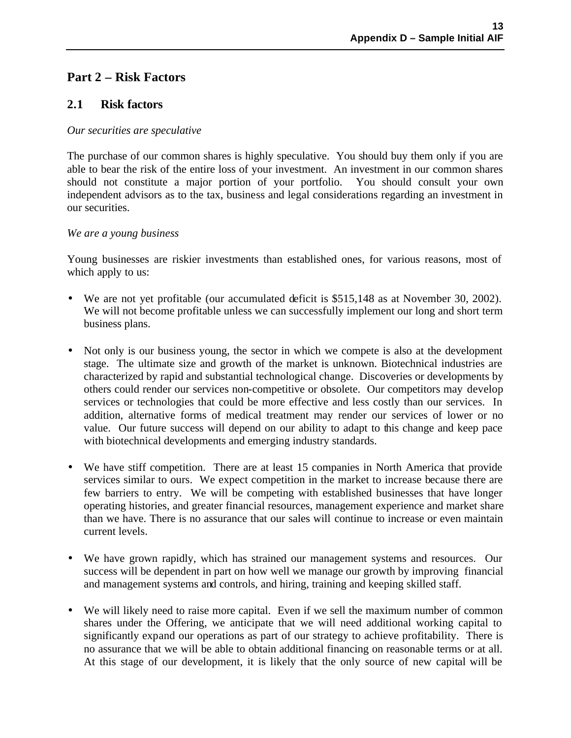## Part 2 – Risk Factors

### 2.1 Risk factors

*Our securities are speculative*

The purchase of our common shares is highly speculative. You should buy them only if you are able to bear the risk of the entire loss of your investment. An investment in our common shares should not constitute a major portion of your portfolio. You should consult your own independent advisors as to the tax, business and legal considerations regarding an investment in our securities.

*We are a young business*

Young businesses are riskier investments than established ones, for various reasons, most of which apply to us:

- We are not yet profitable (our accumulated deficit is $515,148 as at November 30, 2002). We will not become profitable unless we can successfully implement our long and short term business plans.

- Not only is our business young, the sector in which we compete is also at the development stage. The ultimate size and growth of the market is unknown. Biotechnical industries are characterized by rapid and substantial technological change. Discoveries or developments by others could render our services non-competitive or obsolete. Our competitors may develop services or technologies that could be more effective and less costly than our services. In addition, alternative forms of medical treatment may render our services of lower or no value. Our future success will depend on our ability to adapt to this change and keep pace with biotechnical developments and emerging industry standards.

- We have stiff competition. There are at least 15 companies in North America that provide services similar to ours. We expect competition in the market to increase because there are few barriers to entry. We will be competing with established businesses that have longer operating histories, and greater financial resources, management experience and market share than we have. There is no assurance that our sales will continue to increase or even maintain current levels.

- We have grown rapidly, which has strained our management systems and resources. Our success will be dependent in part on how well we manage our growth by improving financial and management systems and controls, and hiring, training and keeping skilled staff.

- We will likely need to raise more capital. Even if we sell the maximum number of common shares under the Offering, we anticipate that we will need additional working capital to significantly expand our operations as part of our strategy to achieve profitability. There is no assurance that we will be able to obtain additional financing on reasonable terms or at all. At this stage of our development, it is likely that the only source of new capital will be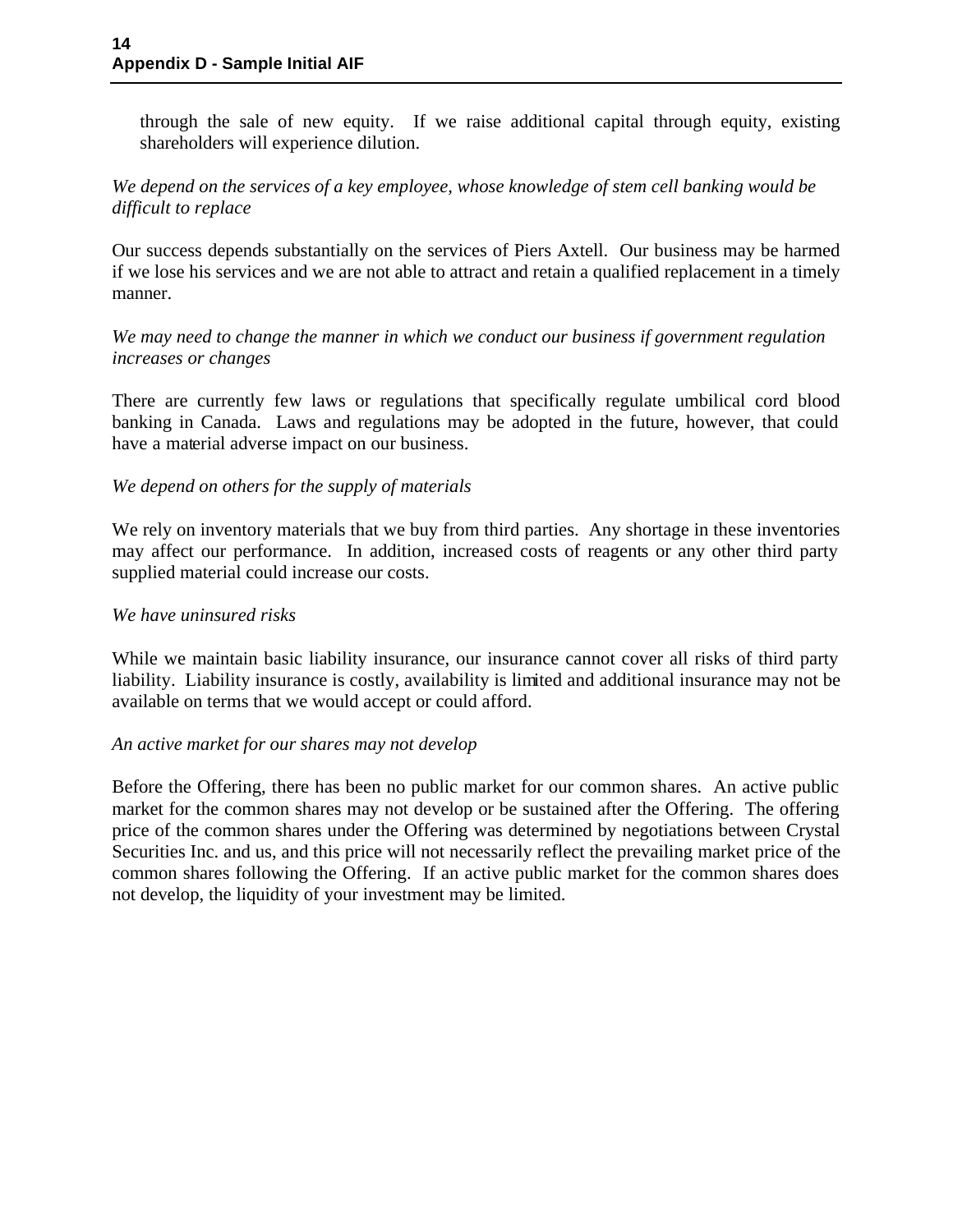through the sale of new equity. If we raise additional capital through equity, existing shareholders will experience dilution.

*We depend on the services of a key employee, whose knowledge of stem cell banking would be difficult to replace*

Our success depends substantially on the services of Piers Axtell. Our business may be harmed if we lose his services and we are not able to attract and retain a qualified replacement in a timely manner.

*We may need to change the manner in which we conduct our business if government regulation increases or changes*

There are currently few laws or regulations that specifically regulate umbilical cord blood banking in Canada. Laws and regulations may be adopted in the future, however, that could have a material adverse impact on our business.

*We depend on others for the supply of materials*

We rely on inventory materials that we buy from third parties. Any shortage in these inventories may affect our performance. In addition, increased costs of reagents or any other third party supplied material could increase our costs.

*We have uninsured risks*

While we maintain basic liability insurance, our insurance cannot cover all risks of third party liability. Liability insurance is costly, availability is limited and additional insurance may not be available on terms that we would accept or could afford.

*An active market for our shares may not develop*

Before the Offering, there has been no public market for our common shares. An active public market for the common shares may not develop or be sustained after the Offering. The offering price of the common shares under the Offering was determined by negotiations between Crystal Securities Inc. and us, and this price will not necessarily reflect the prevailing market price of the common shares following the Offering. If an active public market for the common shares does not develop, the liquidity of your investment may be limited.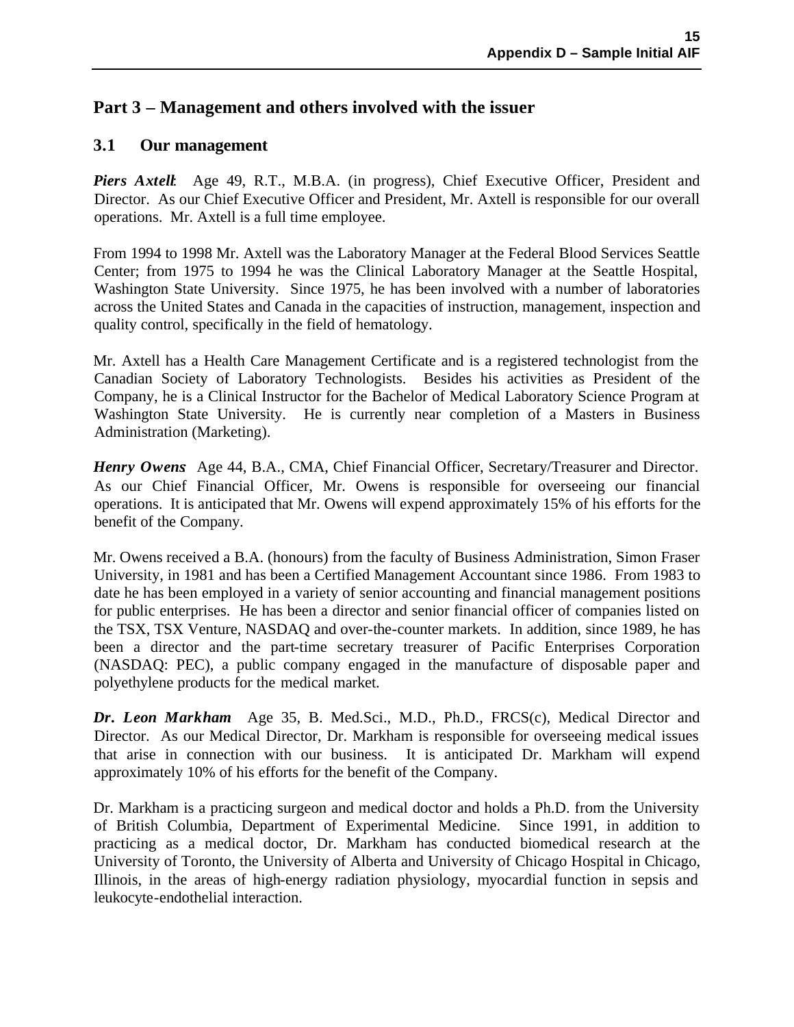## Part 3 – Management and others involved with the issuer

### 3.1 Our management

***Piers Axtell***: Age 49, R.T., M.B.A. (in progress), Chief Executive Officer, President and Director. As our Chief Executive Officer and President, Mr. Axtell is responsible for our overall operations. Mr. Axtell is a full time employee.

From 1994 to 1998 Mr. Axtell was the Laboratory Manager at the Federal Blood Services Seattle Center; from 1975 to 1994 he was the Clinical Laboratory Manager at the Seattle Hospital, Washington State University. Since 1975, he has been involved with a number of laboratories across the United States and Canada in the capacities of instruction, management, inspection and quality control, specifically in the field of hematology.

Mr. Axtell has a Health Care Management Certificate and is a registered technologist from the Canadian Society of Laboratory Technologists. Besides his activities as President of the Company, he is a Clinical Instructor for the Bachelor of Medical Laboratory Science Program at Washington State University. He is currently near completion of a Masters in Business Administration (Marketing).

***Henry Owens*** Age 44, B.A., CMA, Chief Financial Officer, Secretary/Treasurer and Director. As our Chief Financial Officer, Mr. Owens is responsible for overseeing our financial operations. It is anticipated that Mr. Owens will expend approximately 15% of his efforts for the benefit of the Company.

Mr. Owens received a B.A. (honours) from the faculty of Business Administration, Simon Fraser University, in 1981 and has been a Certified Management Accountant since 1986. From 1983 to date he has been employed in a variety of senior accounting and financial management positions for public enterprises. He has been a director and senior financial officer of companies listed on the TSX, TSX Venture, NASDAQ and over-the-counter markets. In addition, since 1989, he has been a director and the part-time secretary treasurer of Pacific Enterprises Corporation (NASDAQ: PEC), a public company engaged in the manufacture of disposable paper and polyethylene products for the medical market.

***Dr. Leon Markham*** Age 35, B. Med.Sci., M.D., Ph.D., FRCS(c), Medical Director and Director. As our Medical Director, Dr. Markham is responsible for overseeing medical issues that arise in connection with our business. It is anticipated Dr. Markham will expend approximately 10% of his efforts for the benefit of the Company.

Dr. Markham is a practicing surgeon and medical doctor and holds a Ph.D. from the University of British Columbia, Department of Experimental Medicine. Since 1991, in addition to practicing as a medical doctor, Dr. Markham has conducted biomedical research at the University of Toronto, the University of Alberta and University of Chicago Hospital in Chicago, Illinois, in the areas of high-energy radiation physiology, myocardial function in sepsis and leukocyte-endothelial interaction.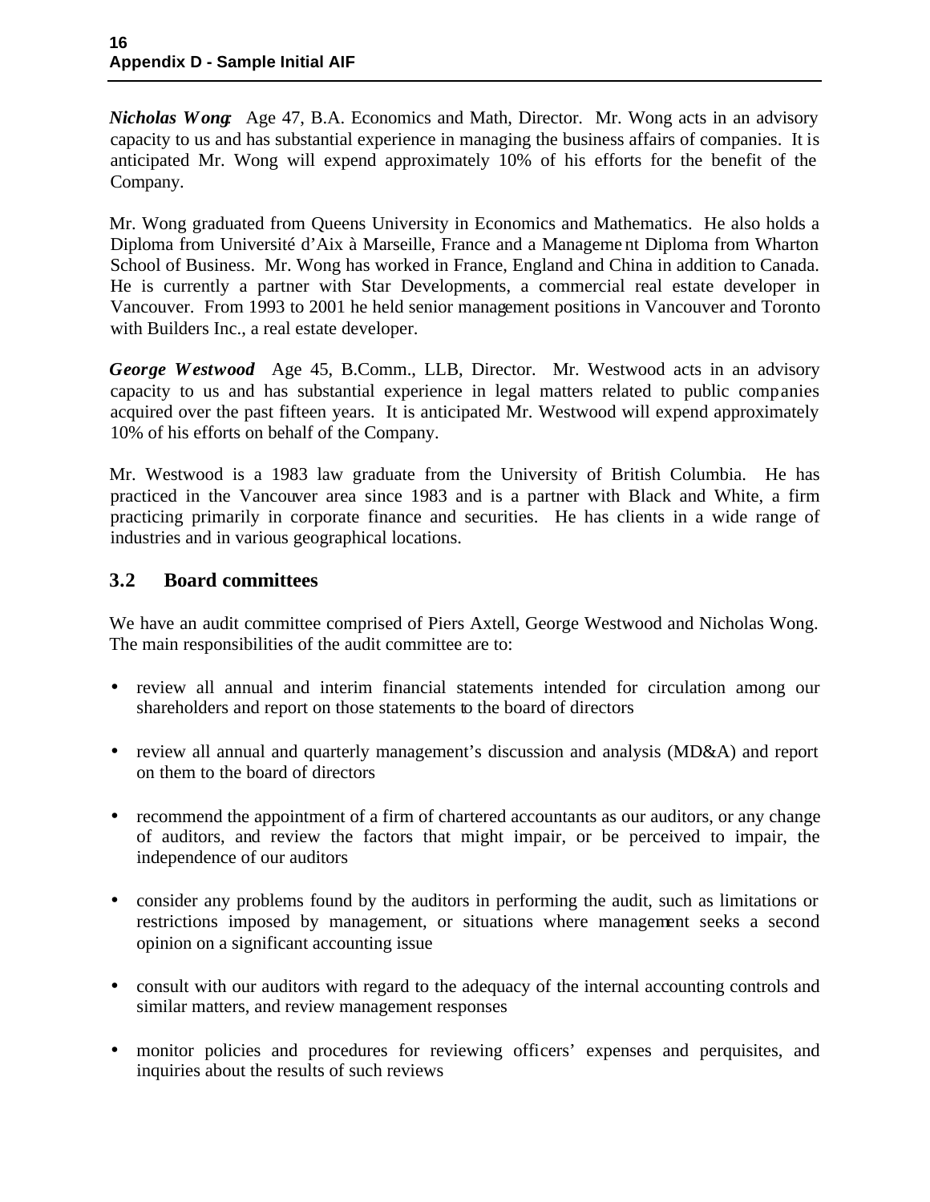***Nicholas Wong***: Age 47, B.A. Economics and Math, Director. Mr. Wong acts in an advisory capacity to us and has substantial experience in managing the business affairs of companies. It is anticipated Mr. Wong will expend approximately 10% of his efforts for the benefit of the Company.

Mr. Wong graduated from Queens University in Economics and Mathematics. He also holds a Diploma from Université d'Aix à Marseille, France and a Management Diploma from Wharton School of Business. Mr. Wong has worked in France, England and China in addition to Canada. He is currently a partner with Star Developments, a commercial real estate developer in Vancouver. From 1993 to 2001 he held senior management positions in Vancouver and Toronto with Builders Inc., a real estate developer.

***George Westwood***: Age 45, B.Comm., LLB, Director. Mr. Westwood acts in an advisory capacity to us and has substantial experience in legal matters related to public companies acquired over the past fifteen years. It is anticipated Mr. Westwood will expend approximately 10% of his efforts on behalf of the Company.

Mr. Westwood is a 1983 law graduate from the University of British Columbia. He has practiced in the Vancouver area since 1983 and is a partner with Black and White, a firm practicing primarily in corporate finance and securities. He has clients in a wide range of industries and in various geographical locations.

## 3.2 Board committees

We have an audit committee comprised of Piers Axtell, George Westwood and Nicholas Wong. The main responsibilities of the audit committee are to:

- review all annual and interim financial statements intended for circulation among our shareholders and report on those statements to the board of directors
- review all annual and quarterly management's discussion and analysis (MD&A) and report on them to the board of directors
- recommend the appointment of a firm of chartered accountants as our auditors, or any change of auditors, and review the factors that might impair, or be perceived to impair, the independence of our auditors
- consider any problems found by the auditors in performing the audit, such as limitations or restrictions imposed by management, or situations where management seeks a second opinion on a significant accounting issue
- consult with our auditors with regard to the adequacy of the internal accounting controls and similar matters, and review management responses
- monitor policies and procedures for reviewing officers' expenses and perquisites, and inquiries about the results of such reviews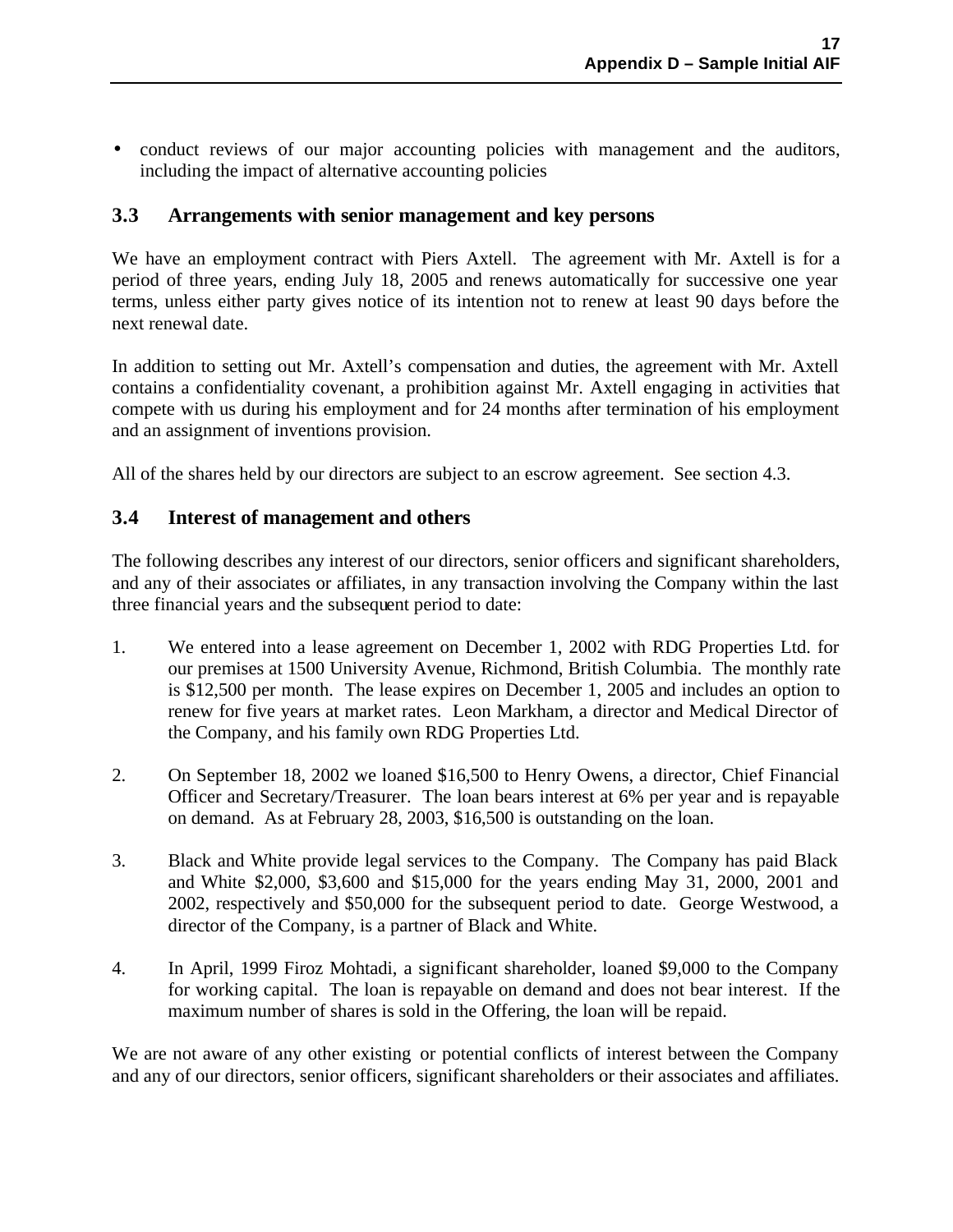- conduct reviews of our major accounting policies with management and the auditors, including the impact of alternative accounting policies

## 3.3 Arrangements with senior management and key persons

We have an employment contract with Piers Axtell. The agreement with Mr. Axtell is for a period of three years, ending July 18, 2005 and renews automatically for successive one year terms, unless either party gives notice of its intention not to renew at least 90 days before the next renewal date.

In addition to setting out Mr. Axtell's compensation and duties, the agreement with Mr. Axtell contains a confidentiality covenant, a prohibition against Mr. Axtell engaging in activities that compete with us during his employment and for 24 months after termination of his employment and an assignment of inventions provision.

All of the shares held by our directors are subject to an escrow agreement. See section 4.3.

## 3.4 Interest of management and others

The following describes any interest of our directors, senior officers and significant shareholders, and any of their associates or affiliates, in any transaction involving the Company within the last three financial years and the subsequent period to date:

1. We entered into a lease agreement on December 1, 2002 with RDG Properties Ltd. for our premises at 1500 University Avenue, Richmond, British Columbia. The monthly rate is $12,500 per month. The lease expires on December 1, 2005 and includes an option to renew for five years at market rates. Leon Markham, a director and Medical Director of the Company, and his family own RDG Properties Ltd.

2. On September 18, 2002 we loaned $16,500 to Henry Owens, a director, Chief Financial Officer and Secretary/Treasurer. The loan bears interest at 6% per year and is repayable on demand. As at February 28, 2003, $16,500 is outstanding on the loan.

3. Black and White provide legal services to the Company. The Company has paid Black and White $2,000, $3,600 and $15,000 for the years ending May 31, 2000, 2001 and 2002, respectively and $50,000 for the subsequent period to date. George Westwood, a director of the Company, is a partner of Black and White.

4. In April, 1999 Firoz Mohtadi, a significant shareholder, loaned $9,000 to the Company for working capital. The loan is repayable on demand and does not bear interest. If the maximum number of shares is sold in the Offering, the loan will be repaid.

We are not aware of any other existing or potential conflicts of interest between the Company and any of our directors, senior officers, significant shareholders or their associates and affiliates.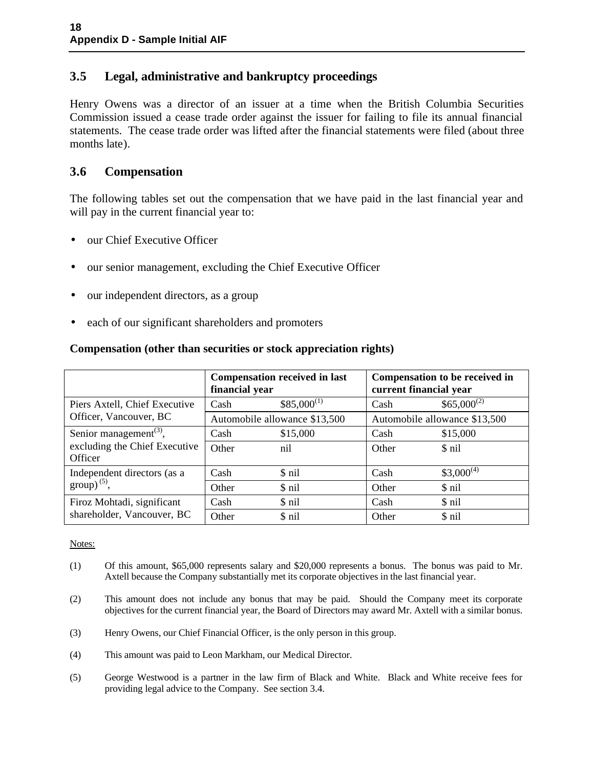## 3.5 Legal, administrative and bankruptcy proceedings

Henry Owens was a director of an issuer at a time when the British Columbia Securities Commission issued a cease trade order against the issuer for failing to file its annual financial statements. The cease trade order was lifted after the financial statements were filed (about three months late).

## 3.6 Compensation

The following tables set out the compensation that we have paid in the last financial year and will pay in the current financial year to:

- our Chief Executive Officer
- our senior management, excluding the Chief Executive Officer
- our independent directors, as a group
- each of our significant shareholders and promoters

**Compensation (other than securities or stock appreciation rights)**

| | **Compensation received in last financial year** | | **Compensation to be received in current financial year** | |
|---|---|---|---|---|
| Piers Axtell, Chief Executive Officer, Vancouver, BC | Cash | $85,000[(1)] | Cash | $65,000[(2)] |
| | Automobile allowance $13,500 | | Automobile allowance $13,500 | |
| Senior management[(3)], excluding the Chief Executive Officer | Cash | $15,000 | Cash | $15,000 |
| | Other | nil | Other | $ nil |
| Independent directors (as a group) [(5)], | Cash | $ nil | Cash | $3,000[(4)] |
| | Other | $ nil | Other | $ nil |
| Firoz Mohtadi, significant shareholder, Vancouver, BC | Cash | $ nil | Cash | $ nil |
| | Other | $ nil | Other | $ nil |

Notes:

(1) Of this amount, $65,000 represents salary and $20,000 represents a bonus. The bonus was paid to Mr. Axtell because the Company substantially met its corporate objectives in the last financial year.

(2) This amount does not include any bonus that may be paid. Should the Company meet its corporate objectives for the current financial year, the Board of Directors may award Mr. Axtell with a similar bonus.

(3) Henry Owens, our Chief Financial Officer, is the only person in this group.

(4) This amount was paid to Leon Markham, our Medical Director.

(5) George Westwood is a partner in the law firm of Black and White. Black and White receive fees for providing legal advice to the Company. See section 3.4.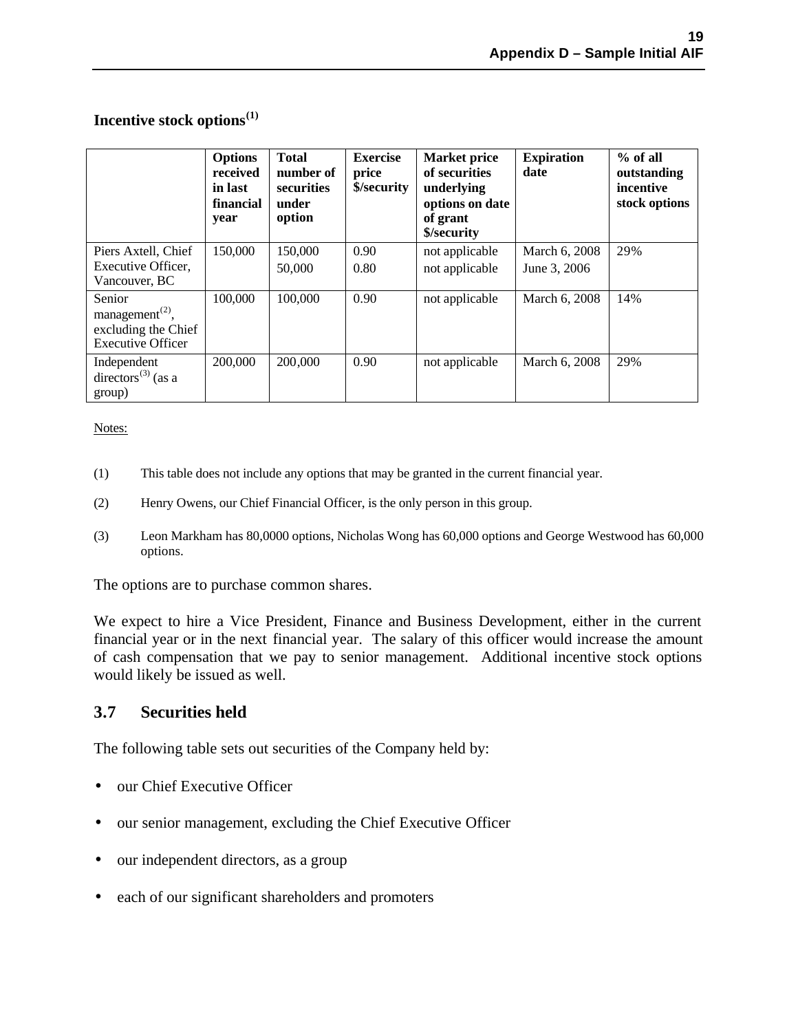### Incentive stock options[1]

| | Options received in last financial year | Total number of securities under option | Exercise price $/security | Market price of securities underlying options on date of grant $/security | Expiration date | % of all outstanding incentive stock options |
|---|---|---|---|---|---|---|
| Piers Axtell, Chief Executive Officer, Vancouver, BC | 150,000 | 150,000<br>50,000 | 0.90<br>0.80 | not applicable<br>not applicable | March 6, 2008<br>June 3, 2006 | 29% |
| Senior management[2], excluding the Chief Executive Officer | 100,000 | 100,000 | 0.90 | not applicable | March 6, 2008 | 14% |
| Independent directors[3] (as a group) | 200,000 | 200,000 | 0.90 | not applicable | March 6, 2008 | 29% |

Notes:

(1) This table does not include any options that may be granted in the current financial year.

(2) Henry Owens, our Chief Financial Officer, is the only person in this group.

(3) Leon Markham has 80,0000 options, Nicholas Wong has 60,000 options and George Westwood has 60,000 options.

The options are to purchase common shares.

We expect to hire a Vice President, Finance and Business Development, either in the current financial year or in the next financial year. The salary of this officer would increase the amount of cash compensation that we pay to senior management. Additional incentive stock options would likely be issued as well.

## 3.7 Securities held

The following table sets out securities of the Company held by:

- our Chief Executive Officer
- our senior management, excluding the Chief Executive Officer
- our independent directors, as a group
- each of our significant shareholders and promoters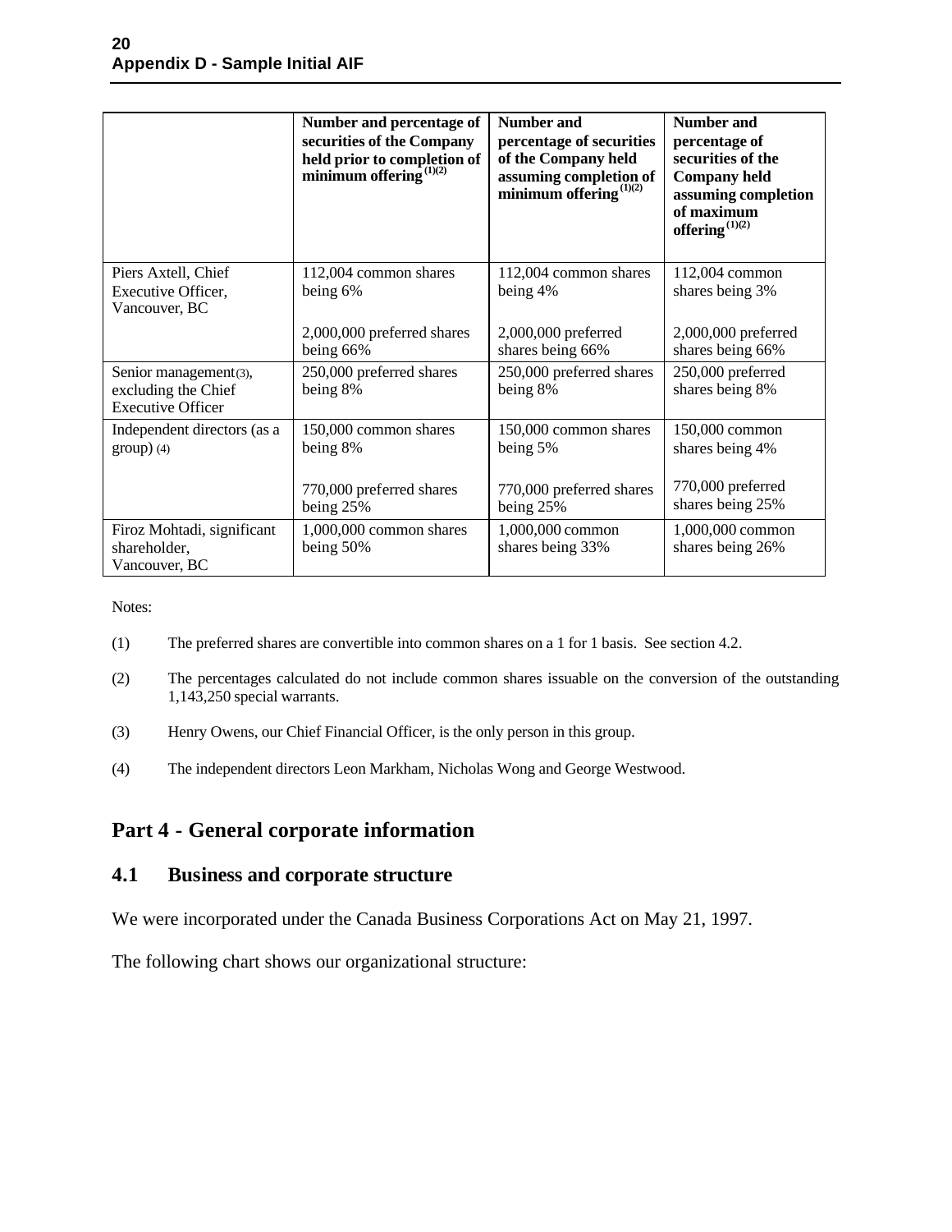| | Number and percentage of securities of the Company held prior to completion of minimum offering [(1)(2)] | Number and percentage of securities of the Company held assuming completion of minimum offering [(1)(2)] | Number and percentage of securities of the Company held assuming completion of maximum offering [(1)(2)] |
|---|---|---|---|
| Piers Axtell, Chief Executive Officer, Vancouver, BC | 112,004 common shares being 6%<br><br>2,000,000 preferred shares being 66% | 112,004 common shares being 4%<br><br>2,000,000 preferred shares being 66% | 112,004 common shares being 3%<br><br>2,000,000 preferred shares being 66% |
| Senior management(3), excluding the Chief Executive Officer | 250,000 preferred shares being 8% | 250,000 preferred shares being 8% | 250,000 preferred shares being 8% |
| Independent directors (as a group) (4) | 150,000 common shares being 8%<br><br>770,000 preferred shares being 25% | 150,000 common shares being 5%<br><br>770,000 preferred shares being 25% | 150,000 common shares being 4%<br><br>770,000 preferred shares being 25% |
| Firoz Mohtadi, significant shareholder, Vancouver, BC | 1,000,000 common shares being 50% | 1,000,000 common shares being 33% | 1,000,000 common shares being 26% |

Notes:

(1) The preferred shares are convertible into common shares on a 1 for 1 basis. See section 4.2.

(2) The percentages calculated do not include common shares issuable on the conversion of the outstanding 1,143,250 special warrants.

(3) Henry Owens, our Chief Financial Officer, is the only person in this group.

(4) The independent directors Leon Markham, Nicholas Wong and George Westwood.

# Part 4 - General corporate information

## 4.1 Business and corporate structure

We were incorporated under the Canada Business Corporations Act on May 21, 1997.

The following chart shows our organizational structure: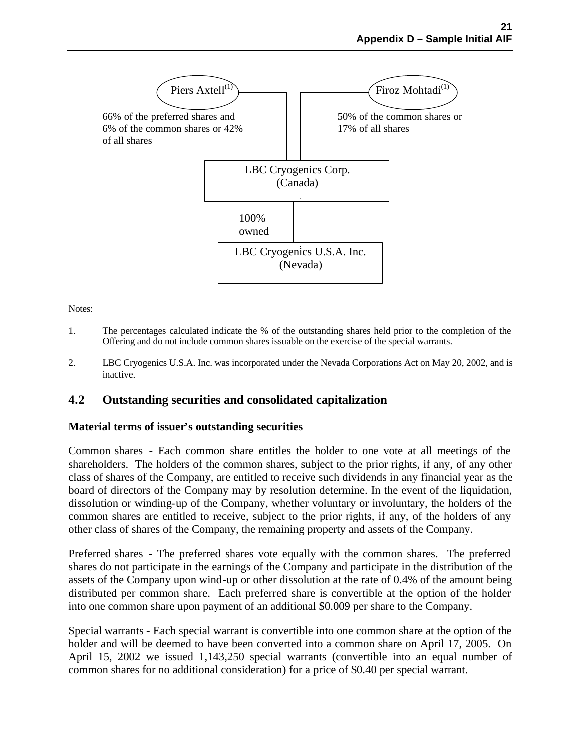Piers Axtell[1]

66% of the preferred shares and 6% of the common shares or 42% of all shares

Firoz Mohtadi[1]

50% of the common shares or 17% of all shares

LBC Cryogenics Corp. (Canada)

100% owned

LBC Cryogenics U.S.A. Inc. (Nevada)

Notes:

1. The percentages calculated indicate the % of the outstanding shares held prior to the completion of the Offering and do not include common shares issuable on the exercise of the special warrants.
2. LBC Cryogenics U.S.A. Inc. was incorporated under the Nevada Corporations Act on May 20, 2002, and is inactive.

## 4.2 Outstanding securities and consolidated capitalization

### Material terms of issuer's outstanding securities

Common shares - Each common share entitles the holder to one vote at all meetings of the shareholders. The holders of the common shares, subject to the prior rights, if any, of any other class of shares of the Company, are entitled to receive such dividends in any financial year as the board of directors of the Company may by resolution determine. In the event of the liquidation, dissolution or winding-up of the Company, whether voluntary or involuntary, the holders of the common shares are entitled to receive, subject to the prior rights, if any, of the holders of any other class of shares of the Company, the remaining property and assets of the Company.

Preferred shares - The preferred shares vote equally with the common shares. The preferred shares do not participate in the earnings of the Company and participate in the distribution of the assets of the Company upon wind-up or other dissolution at the rate of 0.4% of the amount being distributed per common share. Each preferred share is convertible at the option of the holder into one common share upon payment of an additional $0.009 per share to the Company.

Special warrants - Each special warrant is convertible into one common share at the option of the holder and will be deemed to have been converted into a common share on April 17, 2005. On April 15, 2002 we issued 1,143,250 special warrants (convertible into an equal number of common shares for no additional consideration) for a price of $0.40 per special warrant.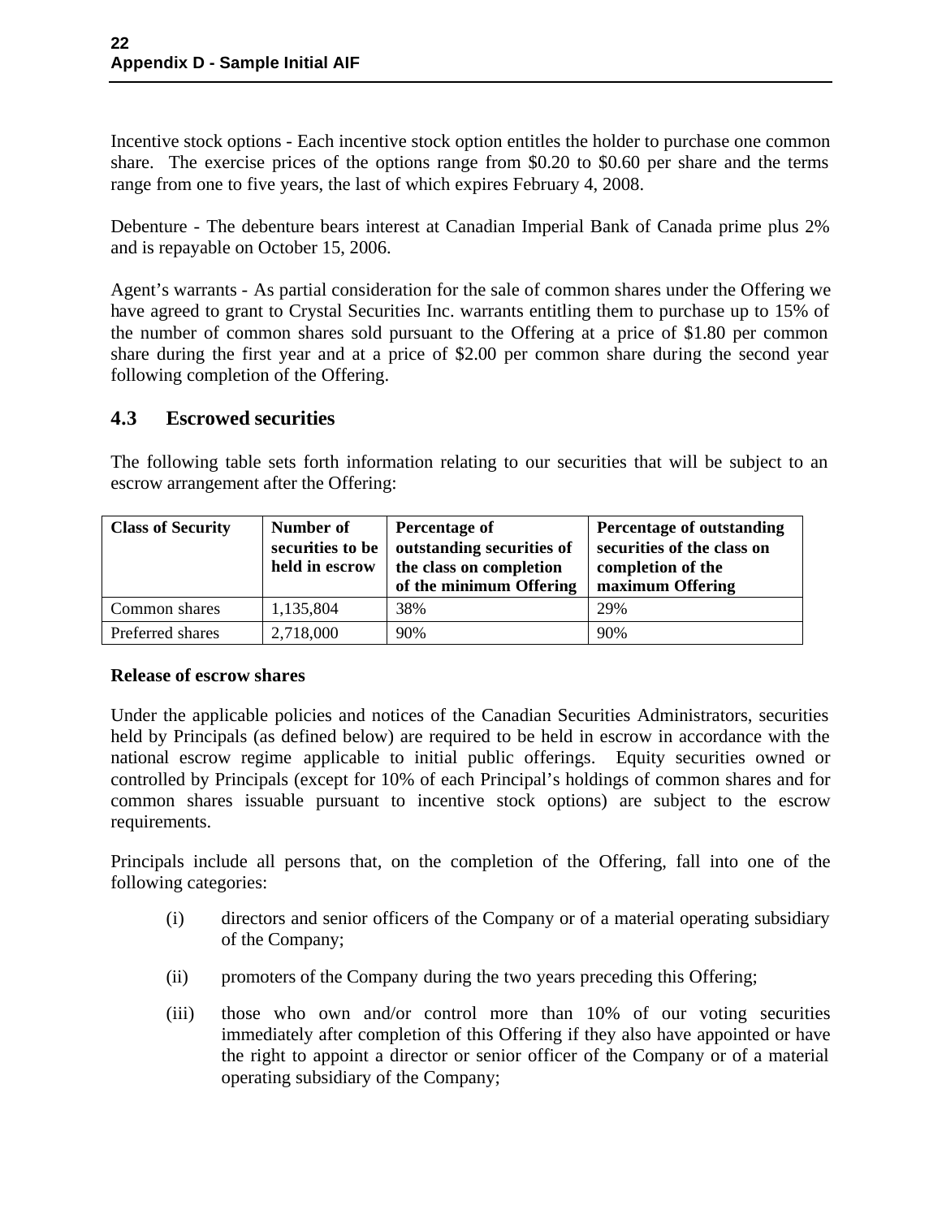Incentive stock options - Each incentive stock option entitles the holder to purchase one common share. The exercise prices of the options range from $0.20 to $0.60 per share and the terms range from one to five years, the last of which expires February 4, 2008.

Debenture - The debenture bears interest at Canadian Imperial Bank of Canada prime plus 2% and is repayable on October 15, 2006.

Agent's warrants - As partial consideration for the sale of common shares under the Offering we have agreed to grant to Crystal Securities Inc. warrants entitling them to purchase up to 15% of the number of common shares sold pursuant to the Offering at a price of $1.80 per common share during the first year and at a price of $2.00 per common share during the second year following completion of the Offering.

## 4.3 Escrowed securities

The following table sets forth information relating to our securities that will be subject to an escrow arrangement after the Offering:

| Class of Security | Number of securities to be held in escrow | Percentage of outstanding securities of the class on completion of the minimum Offering | Percentage of outstanding securities of the class on completion of the maximum Offering |
|---|---|---|---|
| Common shares | 1,135,804 | 38% | 29% |
| Preferred shares | 2,718,000 | 90% | 90% |

**Release of escrow shares**

Under the applicable policies and notices of the Canadian Securities Administrators, securities held by Principals (as defined below) are required to be held in escrow in accordance with the national escrow regime applicable to initial public offerings. Equity securities owned or controlled by Principals (except for 10% of each Principal's holdings of common shares and for common shares issuable pursuant to incentive stock options) are subject to the escrow requirements.

Principals include all persons that, on the completion of the Offering, fall into one of the following categories:

(i) directors and senior officers of the Company or of a material operating subsidiary of the Company;

(ii) promoters of the Company during the two years preceding this Offering;

(iii) those who own and/or control more than 10% of our voting securities immediately after completion of this Offering if they also have appointed or have the right to appoint a director or senior officer of the Company or of a material operating subsidiary of the Company;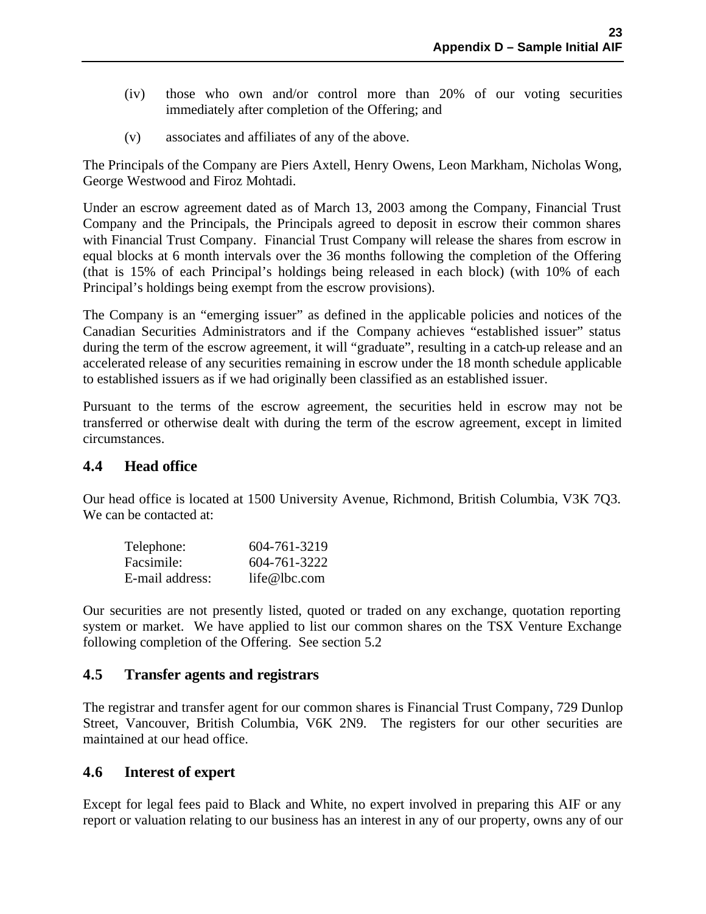(iv) those who own and/or control more than 20% of our voting securities immediately after completion of the Offering; and

(v) associates and affiliates of any of the above.

The Principals of the Company are Piers Axtell, Henry Owens, Leon Markham, Nicholas Wong, George Westwood and Firoz Mohtadi.

Under an escrow agreement dated as of March 13, 2003 among the Company, Financial Trust Company and the Principals, the Principals agreed to deposit in escrow their common shares with Financial Trust Company. Financial Trust Company will release the shares from escrow in equal blocks at 6 month intervals over the 36 months following the completion of the Offering (that is 15% of each Principal's holdings being released in each block) (with 10% of each Principal's holdings being exempt from the escrow provisions).

The Company is an "emerging issuer" as defined in the applicable policies and notices of the Canadian Securities Administrators and if the Company achieves "established issuer" status during the term of the escrow agreement, it will "graduate", resulting in a catch-up release and an accelerated release of any securities remaining in escrow under the 18 month schedule applicable to established issuers as if we had originally been classified as an established issuer.

Pursuant to the terms of the escrow agreement, the securities held in escrow may not be transferred or otherwise dealt with during the term of the escrow agreement, except in limited circumstances.

## 4.4 Head office

Our head office is located at 1500 University Avenue, Richmond, British Columbia, V3K 7Q3. We can be contacted at:

| | |
|---|---|
| Telephone: | 604-761-3219 |
| Facsimile: | 604-761-3222 |
| E-mail address: | life@lbc.com |

Our securities are not presently listed, quoted or traded on any exchange, quotation reporting system or market. We have applied to list our common shares on the TSX Venture Exchange following completion of the Offering. See section 5.2

## 4.5 Transfer agents and registrars

The registrar and transfer agent for our common shares is Financial Trust Company, 729 Dunlop Street, Vancouver, British Columbia, V6K 2N9. The registers for our other securities are maintained at our head office.

## 4.6 Interest of expert

Except for legal fees paid to Black and White, no expert involved in preparing this AIF or any report or valuation relating to our business has an interest in any of our property, owns any of our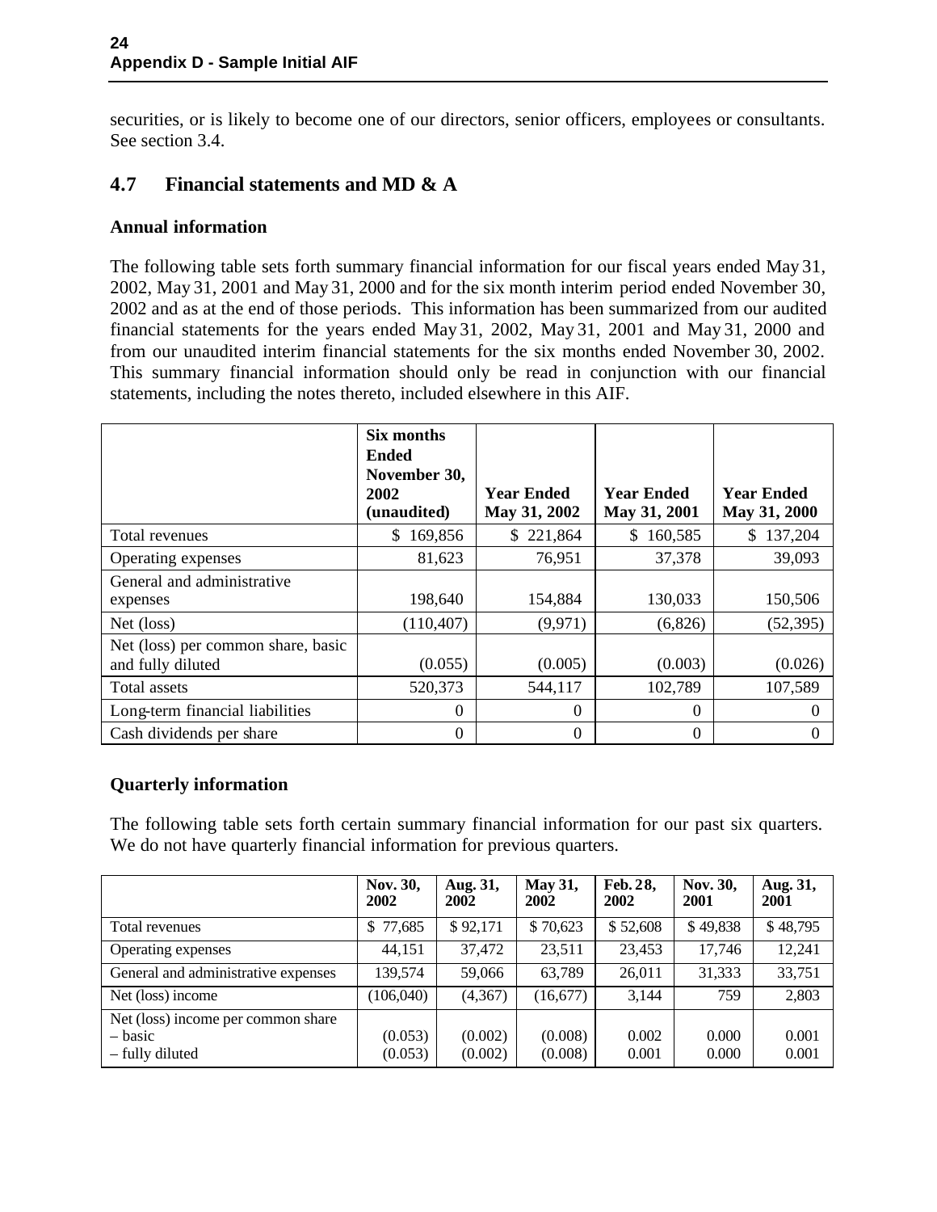securities, or is likely to become one of our directors, senior officers, employees or consultants. See section 3.4.

## 4.7 Financial statements and MD & A

### Annual information

The following table sets forth summary financial information for our fiscal years ended May 31, 2002, May 31, 2001 and May 31, 2000 and for the six month interim period ended November 30, 2002 and as at the end of those periods. This information has been summarized from our audited financial statements for the years ended May 31, 2002, May 31, 2001 and May 31, 2000 and from our unaudited interim financial statements for the six months ended November 30, 2002. This summary financial information should only be read in conjunction with our financial statements, including the notes thereto, included elsewhere in this AIF.

| | **Six months Ended November 30, 2002 (unaudited)** | **Year Ended May 31, 2002** | **Year Ended May 31, 2001** | **Year Ended May 31, 2000** |
|---|---|---|---|---|
| Total revenues | $ 169,856 | $ 221,864 | $ 160,585 | $ 137,204 |
| Operating expenses | 81,623 | 76,951 | 37,378 | 39,093 |
| General and administrative expenses | 198,640 | 154,884 | 130,033 | 150,506 |
| Net (loss) | (110,407) | (9,971) | (6,826) | (52,395) |
| Net (loss) per common share, basic and fully diluted | (0.055) | (0.005) | (0.003) | (0.026) |
| Total assets | 520,373 | 544,117 | 102,789 | 107,589 |
| Long-term financial liabilities | 0 | 0 | 0 | 0 |
| Cash dividends per share | 0 | 0 | 0 | 0 |

### Quarterly information

The following table sets forth certain summary financial information for our past six quarters. We do not have quarterly financial information for previous quarters.

| | **Nov. 30, 2002** | **Aug. 31, 2002** | **May 31, 2002** | **Feb. 28, 2002** | **Nov. 30, 2001** | **Aug. 31, 2001** |
|---|---|---|---|---|---|---|
| Total revenues | $ 77,685 | $ 92,171 | $ 70,623 | $ 52,608 | $ 49,838 | $ 48,795 |
| Operating expenses | 44,151 | 37,472 | 23,511 | 23,453 | 17,746 | 12,241 |
| General and administrative expenses | 139,574 | 59,066 | 63,789 | 26,011 | 31,333 | 33,751 |
| Net (loss) income | (106,040) | (4,367) | (16,677) | 3,144 | 759 | 2,803 |
| Net (loss) income per common share – basic – fully diluted | (0.053) (0.053) | (0.002) (0.002) | (0.008) (0.008) | 0.002 0.001 | 0.000 0.000 | 0.001 0.001 |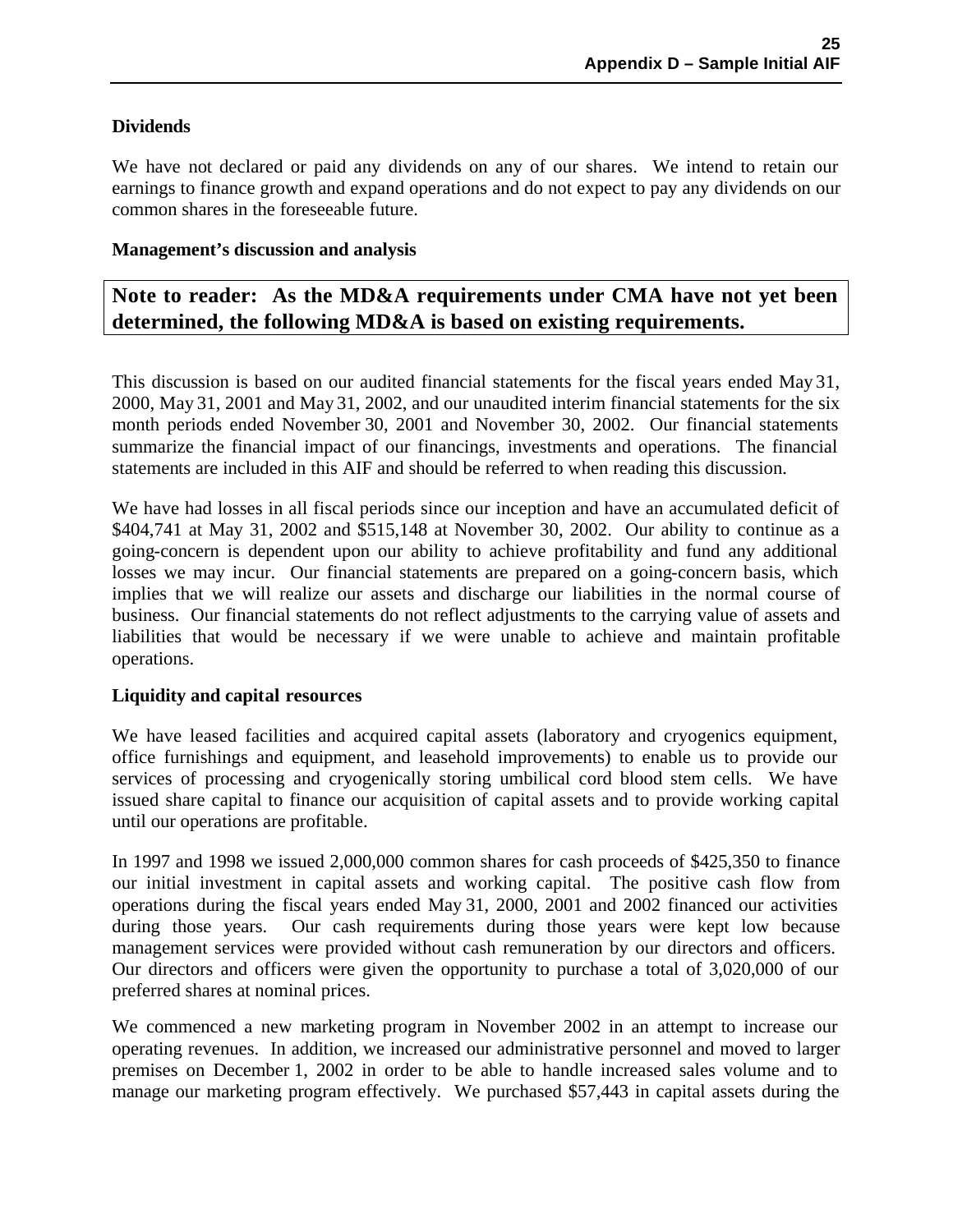**Dividends**

We have not declared or paid any dividends on any of our shares. We intend to retain our earnings to finance growth and expand operations and do not expect to pay any dividends on our common shares in the foreseeable future.

**Management's discussion and analysis**

**Note to reader: As the MD&A requirements under CMA have not yet been determined, the following MD&A is based on existing requirements.**

This discussion is based on our audited financial statements for the fiscal years ended May 31, 2000, May 31, 2001 and May 31, 2002, and our unaudited interim financial statements for the six month periods ended November 30, 2001 and November 30, 2002. Our financial statements summarize the financial impact of our financings, investments and operations. The financial statements are included in this AIF and should be referred to when reading this discussion.

We have had losses in all fiscal periods since our inception and have an accumulated deficit of $404,741 at May 31, 2002 and $515,148 at November 30, 2002. Our ability to continue as a going-concern is dependent upon our ability to achieve profitability and fund any additional losses we may incur. Our financial statements are prepared on a going-concern basis, which implies that we will realize our assets and discharge our liabilities in the normal course of business. Our financial statements do not reflect adjustments to the carrying value of assets and liabilities that would be necessary if we were unable to achieve and maintain profitable operations.

**Liquidity and capital resources**

We have leased facilities and acquired capital assets (laboratory and cryogenics equipment, office furnishings and equipment, and leasehold improvements) to enable us to provide our services of processing and cryogenically storing umbilical cord blood stem cells. We have issued share capital to finance our acquisition of capital assets and to provide working capital until our operations are profitable.

In 1997 and 1998 we issued 2,000,000 common shares for cash proceeds of $425,350 to finance our initial investment in capital assets and working capital. The positive cash flow from operations during the fiscal years ended May 31, 2000, 2001 and 2002 financed our activities during those years. Our cash requirements during those years were kept low because management services were provided without cash remuneration by our directors and officers. Our directors and officers were given the opportunity to purchase a total of 3,020,000 of our preferred shares at nominal prices.

We commenced a new marketing program in November 2002 in an attempt to increase our operating revenues. In addition, we increased our administrative personnel and moved to larger premises on December 1, 2002 in order to be able to handle increased sales volume and to manage our marketing program effectively. We purchased $57,443 in capital assets during the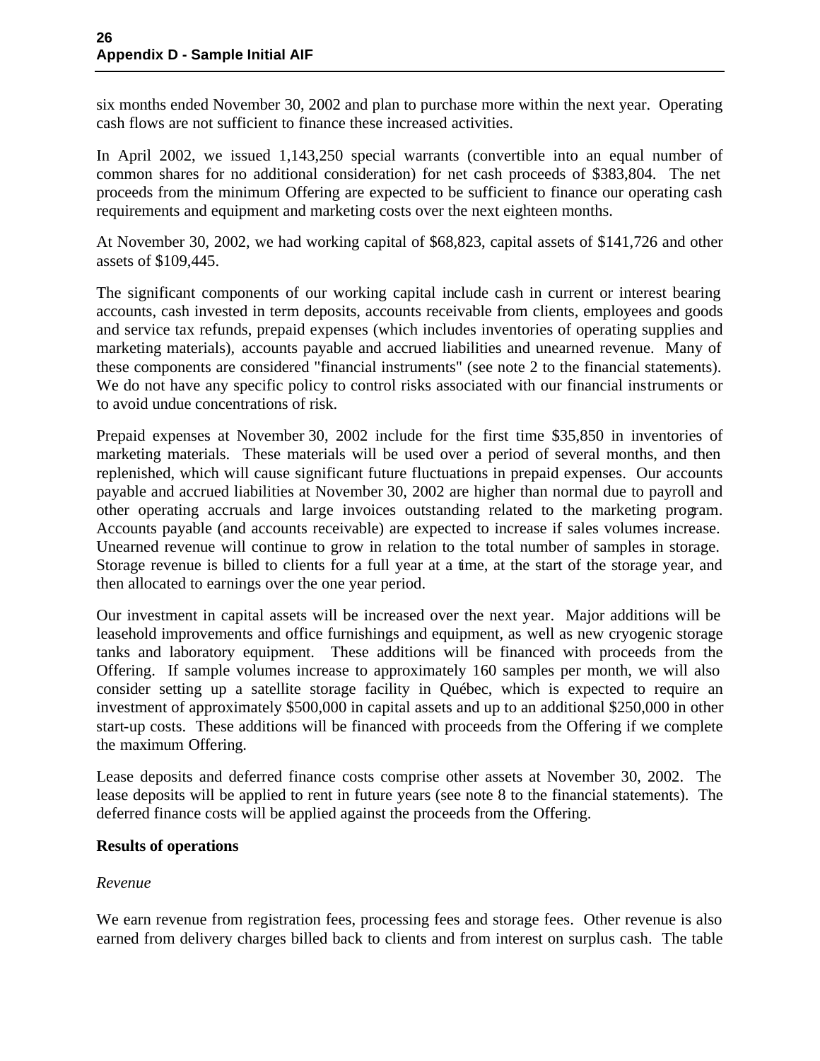six months ended November 30, 2002 and plan to purchase more within the next year. Operating cash flows are not sufficient to finance these increased activities.

In April 2002, we issued 1,143,250 special warrants (convertible into an equal number of common shares for no additional consideration) for net cash proceeds of $383,804. The net proceeds from the minimum Offering are expected to be sufficient to finance our operating cash requirements and equipment and marketing costs over the next eighteen months.

At November 30, 2002, we had working capital of $68,823, capital assets of $141,726 and other assets of $109,445.

The significant components of our working capital include cash in current or interest bearing accounts, cash invested in term deposits, accounts receivable from clients, employees and goods and service tax refunds, prepaid expenses (which includes inventories of operating supplies and marketing materials), accounts payable and accrued liabilities and unearned revenue. Many of these components are considered "financial instruments" (see note 2 to the financial statements). We do not have any specific policy to control risks associated with our financial instruments or to avoid undue concentrations of risk.

Prepaid expenses at November 30, 2002 include for the first time $35,850 in inventories of marketing materials. These materials will be used over a period of several months, and then replenished, which will cause significant future fluctuations in prepaid expenses. Our accounts payable and accrued liabilities at November 30, 2002 are higher than normal due to payroll and other operating accruals and large invoices outstanding related to the marketing program. Accounts payable (and accounts receivable) are expected to increase if sales volumes increase. Unearned revenue will continue to grow in relation to the total number of samples in storage. Storage revenue is billed to clients for a full year at a time, at the start of the storage year, and then allocated to earnings over the one year period.

Our investment in capital assets will be increased over the next year. Major additions will be leasehold improvements and office furnishings and equipment, as well as new cryogenic storage tanks and laboratory equipment. These additions will be financed with proceeds from the Offering. If sample volumes increase to approximately 160 samples per month, we will also consider setting up a satellite storage facility in Québec, which is expected to require an investment of approximately $500,000 in capital assets and up to an additional $250,000 in other start-up costs. These additions will be financed with proceeds from the Offering if we complete the maximum Offering.

Lease deposits and deferred finance costs comprise other assets at November 30, 2002. The lease deposits will be applied to rent in future years (see note 8 to the financial statements). The deferred finance costs will be applied against the proceeds from the Offering.

**Results of operations**

*Revenue*

We earn revenue from registration fees, processing fees and storage fees. Other revenue is also earned from delivery charges billed back to clients and from interest on surplus cash. The table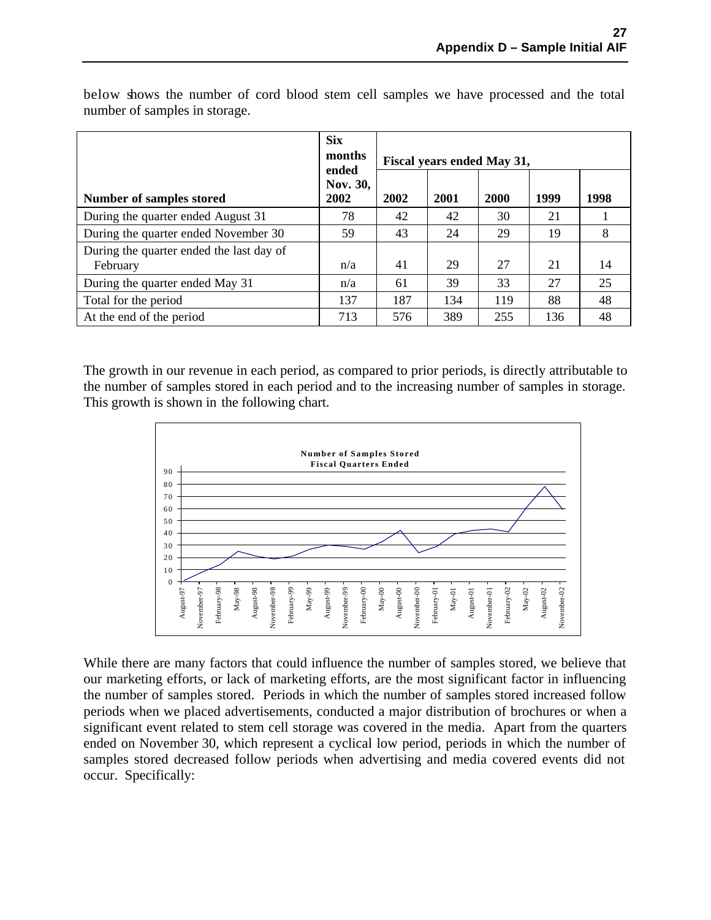below shows the number of cord blood stem cell samples we have processed and the total number of samples in storage.

| Number of samples stored | Six months ended Nov. 30, 2002 | Fiscal years ended May 31, | | | | |
|---|---|---|---|---|---|---|
| | | 2002 | 2001 | 2000 | 1999 | 1998 |
| During the quarter ended August 31 | 78 | 42 | 42 | 30 | 21 | 1 |
| During the quarter ended November 30 | 59 | 43 | 24 | 29 | 19 | 8 |
| During the quarter ended the last day of February | n/a | 41 | 29 | 27 | 21 | 14 |
| During the quarter ended May 31 | n/a | 61 | 39 | 33 | 27 | 25 |
| Total for the period | 137 | 187 | 134 | 119 | 88 | 48 |
| At the end of the period | 713 | 576 | 389 | 255 | 136 | 48 |

The growth in our revenue in each period, as compared to prior periods, is directly attributable to the number of samples stored in each period and to the increasing number of samples in storage. This growth is shown in the following chart.

**Number of Samples Stored**
**Fiscal Quarters Ended**

While there are many factors that could influence the number of samples stored, we believe that our marketing efforts, or lack of marketing efforts, are the most significant factor in influencing the number of samples stored. Periods in which the number of samples stored increased follow periods when we placed advertisements, conducted a major distribution of brochures or when a significant event related to stem cell storage was covered in the media. Apart from the quarters ended on November 30, which represent a cyclical low period, periods in which the number of samples stored decreased follow periods when advertising and media covered events did not occur. Specifically: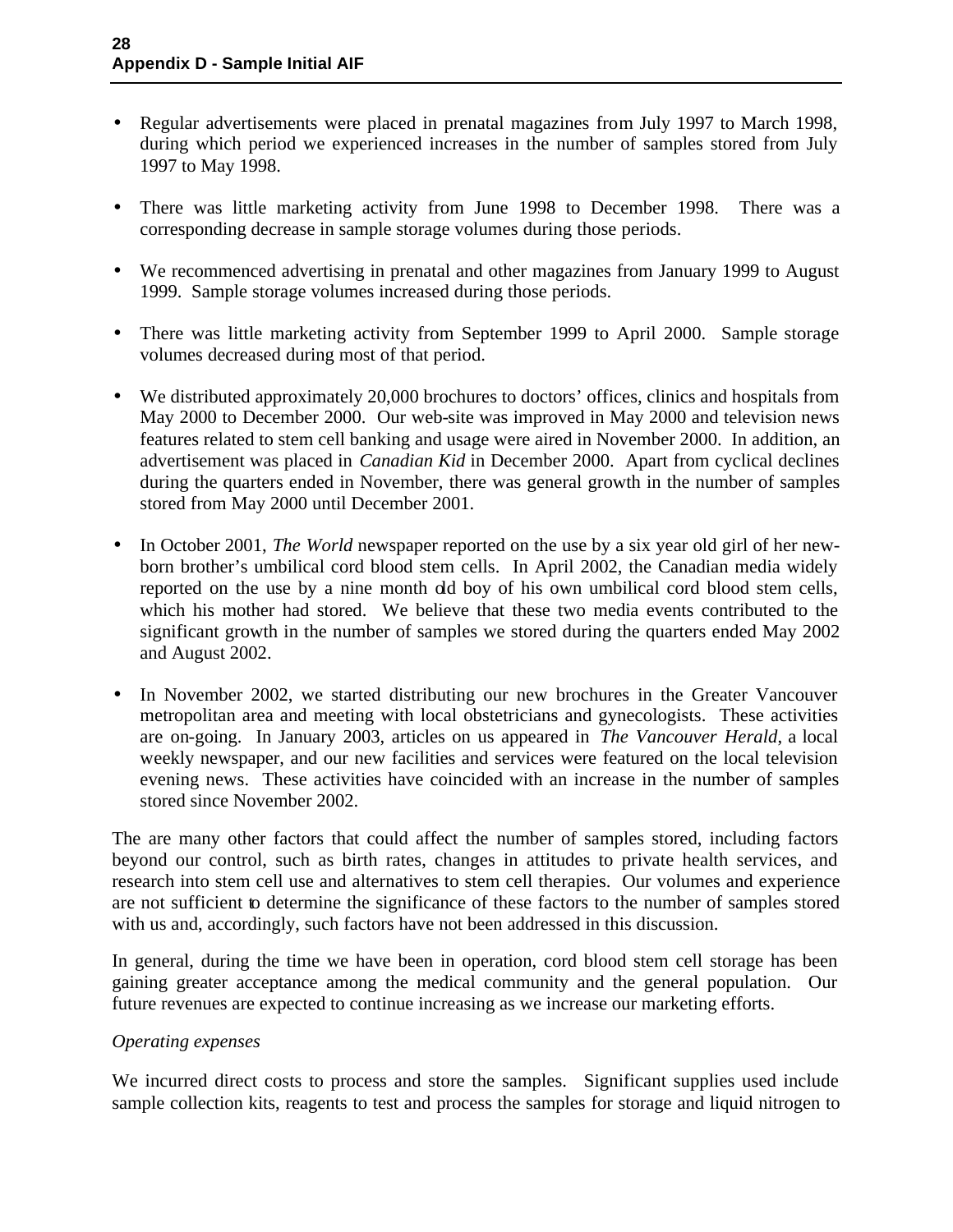- Regular advertisements were placed in prenatal magazines from July 1997 to March 1998, during which period we experienced increases in the number of samples stored from July 1997 to May 1998.

- There was little marketing activity from June 1998 to December 1998. There was a corresponding decrease in sample storage volumes during those periods.

- We recommenced advertising in prenatal and other magazines from January 1999 to August 1999. Sample storage volumes increased during those periods.

- There was little marketing activity from September 1999 to April 2000. Sample storage volumes decreased during most of that period.

- We distributed approximately 20,000 brochures to doctors' offices, clinics and hospitals from May 2000 to December 2000. Our web-site was improved in May 2000 and television news features related to stem cell banking and usage were aired in November 2000. In addition, an advertisement was placed in *Canadian Kid* in December 2000. Apart from cyclical declines during the quarters ended in November, there was general growth in the number of samples stored from May 2000 until December 2001.

- In October 2001, *The World* newspaper reported on the use by a six year old girl of her new-born brother's umbilical cord blood stem cells. In April 2002, the Canadian media widely reported on the use by a nine month old boy of his own umbilical cord blood stem cells, which his mother had stored. We believe that these two media events contributed to the significant growth in the number of samples we stored during the quarters ended May 2002 and August 2002.

- In November 2002, we started distributing our new brochures in the Greater Vancouver metropolitan area and meeting with local obstetricians and gynecologists. These activities are on-going. In January 2003, articles on us appeared in *The Vancouver Herald*, a local weekly newspaper, and our new facilities and services were featured on the local television evening news. These activities have coincided with an increase in the number of samples stored since November 2002.

The are many other factors that could affect the number of samples stored, including factors beyond our control, such as birth rates, changes in attitudes to private health services, and research into stem cell use and alternatives to stem cell therapies. Our volumes and experience are not sufficient to determine the significance of these factors to the number of samples stored with us and, accordingly, such factors have not been addressed in this discussion.

In general, during the time we have been in operation, cord blood stem cell storage has been gaining greater acceptance among the medical community and the general population. Our future revenues are expected to continue increasing as we increase our marketing efforts.

*Operating expenses*

We incurred direct costs to process and store the samples. Significant supplies used include sample collection kits, reagents to test and process the samples for storage and liquid nitrogen to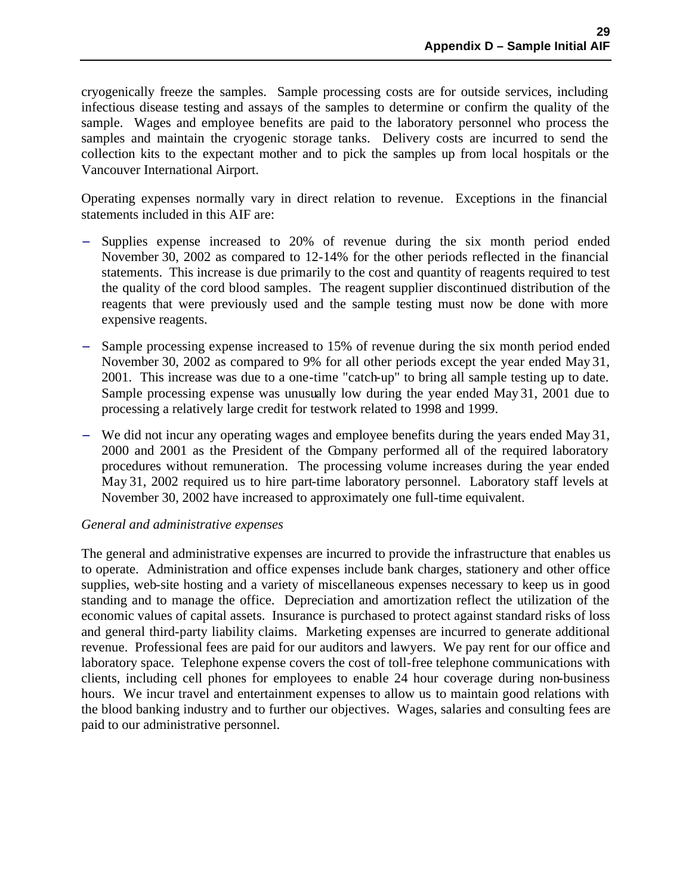cryogenically freeze the samples. Sample processing costs are for outside services, including infectious disease testing and assays of the samples to determine or confirm the quality of the sample. Wages and employee benefits are paid to the laboratory personnel who process the samples and maintain the cryogenic storage tanks. Delivery costs are incurred to send the collection kits to the expectant mother and to pick the samples up from local hospitals or the Vancouver International Airport.

Operating expenses normally vary in direct relation to revenue. Exceptions in the financial statements included in this AIF are:

- Supplies expense increased to 20% of revenue during the six month period ended November 30, 2002 as compared to 12-14% for the other periods reflected in the financial statements. This increase is due primarily to the cost and quantity of reagents required to test the quality of the cord blood samples. The reagent supplier discontinued distribution of the reagents that were previously used and the sample testing must now be done with more expensive reagents.
- Sample processing expense increased to 15% of revenue during the six month period ended November 30, 2002 as compared to 9% for all other periods except the year ended May 31, 2001. This increase was due to a one-time "catch-up" to bring all sample testing up to date. Sample processing expense was unusually low during the year ended May 31, 2001 due to processing a relatively large credit for testwork related to 1998 and 1999.
- We did not incur any operating wages and employee benefits during the years ended May 31, 2000 and 2001 as the President of the Company performed all of the required laboratory procedures without remuneration. The processing volume increases during the year ended May 31, 2002 required us to hire part-time laboratory personnel. Laboratory staff levels at November 30, 2002 have increased to approximately one full-time equivalent.

*General and administrative expenses*

The general and administrative expenses are incurred to provide the infrastructure that enables us to operate. Administration and office expenses include bank charges, stationery and other office supplies, web-site hosting and a variety of miscellaneous expenses necessary to keep us in good standing and to manage the office. Depreciation and amortization reflect the utilization of the economic values of capital assets. Insurance is purchased to protect against standard risks of loss and general third-party liability claims. Marketing expenses are incurred to generate additional revenue. Professional fees are paid for our auditors and lawyers. We pay rent for our office and laboratory space. Telephone expense covers the cost of toll-free telephone communications with clients, including cell phones for employees to enable 24 hour coverage during non-business hours. We incur travel and entertainment expenses to allow us to maintain good relations with the blood banking industry and to further our objectives. Wages, salaries and consulting fees are paid to our administrative personnel.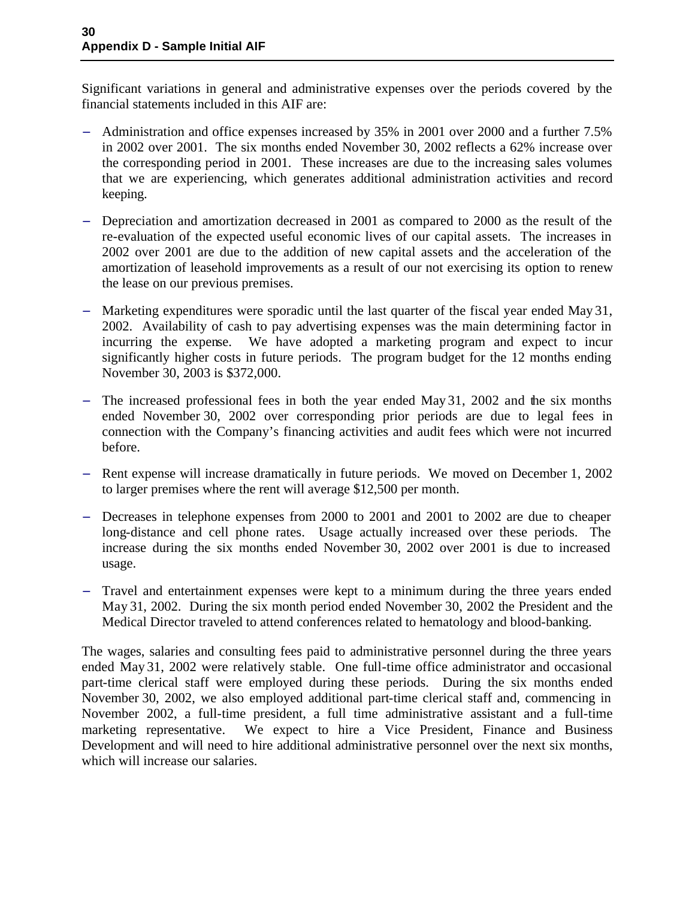Significant variations in general and administrative expenses over the periods covered by the financial statements included in this AIF are:

- Administration and office expenses increased by 35% in 2001 over 2000 and a further 7.5% in 2002 over 2001. The six months ended November 30, 2002 reflects a 62% increase over the corresponding period in 2001. These increases are due to the increasing sales volumes that we are experiencing, which generates additional administration activities and record keeping.

- Depreciation and amortization decreased in 2001 as compared to 2000 as the result of the re-evaluation of the expected useful economic lives of our capital assets. The increases in 2002 over 2001 are due to the addition of new capital assets and the acceleration of the amortization of leasehold improvements as a result of our not exercising its option to renew the lease on our previous premises.

- Marketing expenditures were sporadic until the last quarter of the fiscal year ended May 31, 2002. Availability of cash to pay advertising expenses was the main determining factor in incurring the expense. We have adopted a marketing program and expect to incur significantly higher costs in future periods. The program budget for the 12 months ending November 30, 2003 is $372,000.

- The increased professional fees in both the year ended May 31, 2002 and the six months ended November 30, 2002 over corresponding prior periods are due to legal fees in connection with the Company's financing activities and audit fees which were not incurred before.

- Rent expense will increase dramatically in future periods. We moved on December 1, 2002 to larger premises where the rent will average $12,500 per month.

- Decreases in telephone expenses from 2000 to 2001 and 2001 to 2002 are due to cheaper long-distance and cell phone rates. Usage actually increased over these periods. The increase during the six months ended November 30, 2002 over 2001 is due to increased usage.

- Travel and entertainment expenses were kept to a minimum during the three years ended May 31, 2002. During the six month period ended November 30, 2002 the President and the Medical Director traveled to attend conferences related to hematology and blood-banking.

The wages, salaries and consulting fees paid to administrative personnel during the three years ended May 31, 2002 were relatively stable. One full-time office administrator and occasional part-time clerical staff were employed during these periods. During the six months ended November 30, 2002, we also employed additional part-time clerical staff and, commencing in November 2002, a full-time president, a full time administrative assistant and a full-time marketing representative. We expect to hire a Vice President, Finance and Business Development and will need to hire additional administrative personnel over the next six months, which will increase our salaries.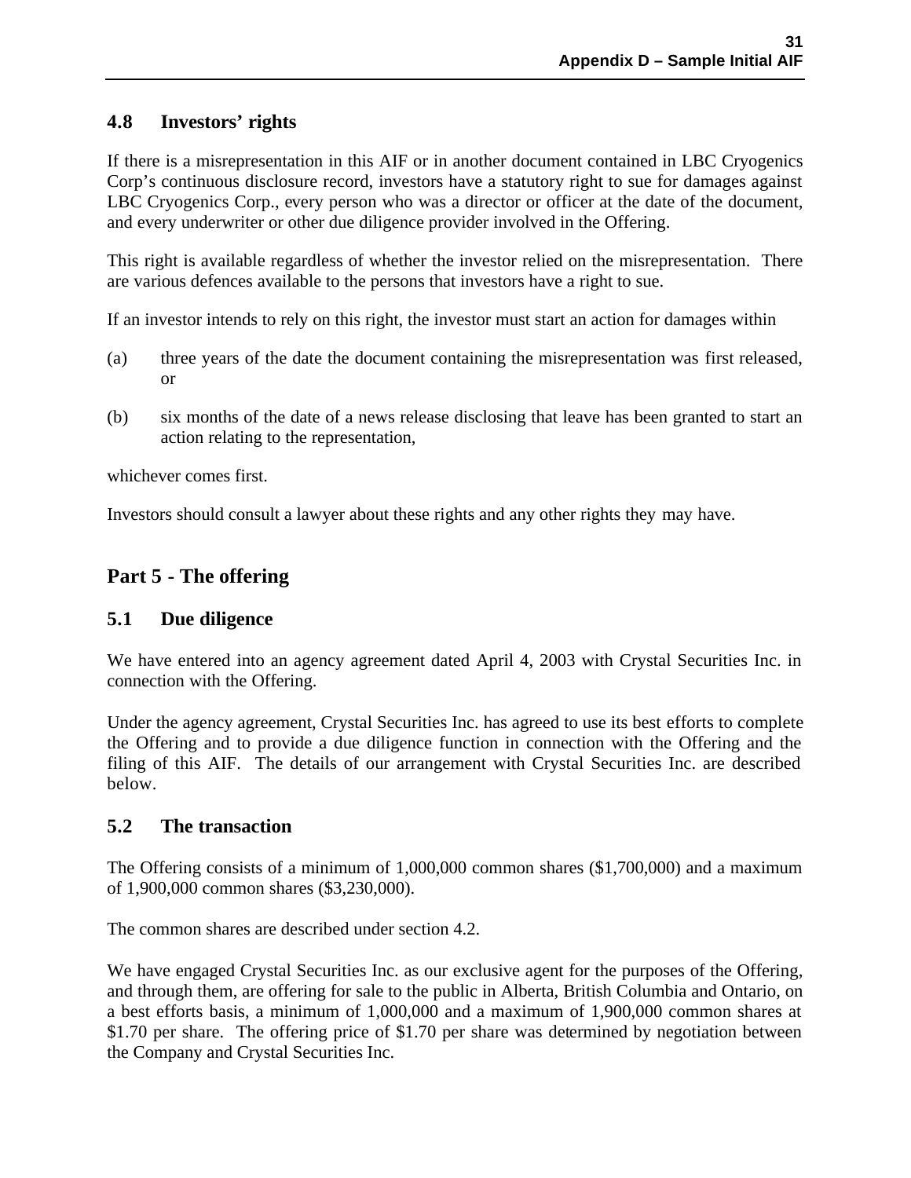### 4.8 Investors' rights

If there is a misrepresentation in this AIF or in another document contained in LBC Cryogenics Corp's continuous disclosure record, investors have a statutory right to sue for damages against LBC Cryogenics Corp., every person who was a director or officer at the date of the document, and every underwriter or other due diligence provider involved in the Offering.

This right is available regardless of whether the investor relied on the misrepresentation. There are various defences available to the persons that investors have a right to sue.

If an investor intends to rely on this right, the investor must start an action for damages within

(a) three years of the date the document containing the misrepresentation was first released, or

(b) six months of the date of a news release disclosing that leave has been granted to start an action relating to the representation,

whichever comes first.

Investors should consult a lawyer about these rights and any other rights they may have.

## Part 5 - The offering

### 5.1 Due diligence

We have entered into an agency agreement dated April 4, 2003 with Crystal Securities Inc. in connection with the Offering.

Under the agency agreement, Crystal Securities Inc. has agreed to use its best efforts to complete the Offering and to provide a due diligence function in connection with the Offering and the filing of this AIF. The details of our arrangement with Crystal Securities Inc. are described below.

### 5.2 The transaction

The Offering consists of a minimum of 1,000,000 common shares ($1,700,000) and a maximum of 1,900,000 common shares ($3,230,000).

The common shares are described under section 4.2.

We have engaged Crystal Securities Inc. as our exclusive agent for the purposes of the Offering, and through them, are offering for sale to the public in Alberta, British Columbia and Ontario, on a best efforts basis, a minimum of 1,000,000 and a maximum of 1,900,000 common shares at $1.70 per share. The offering price of $1.70 per share was determined by negotiation between the Company and Crystal Securities Inc.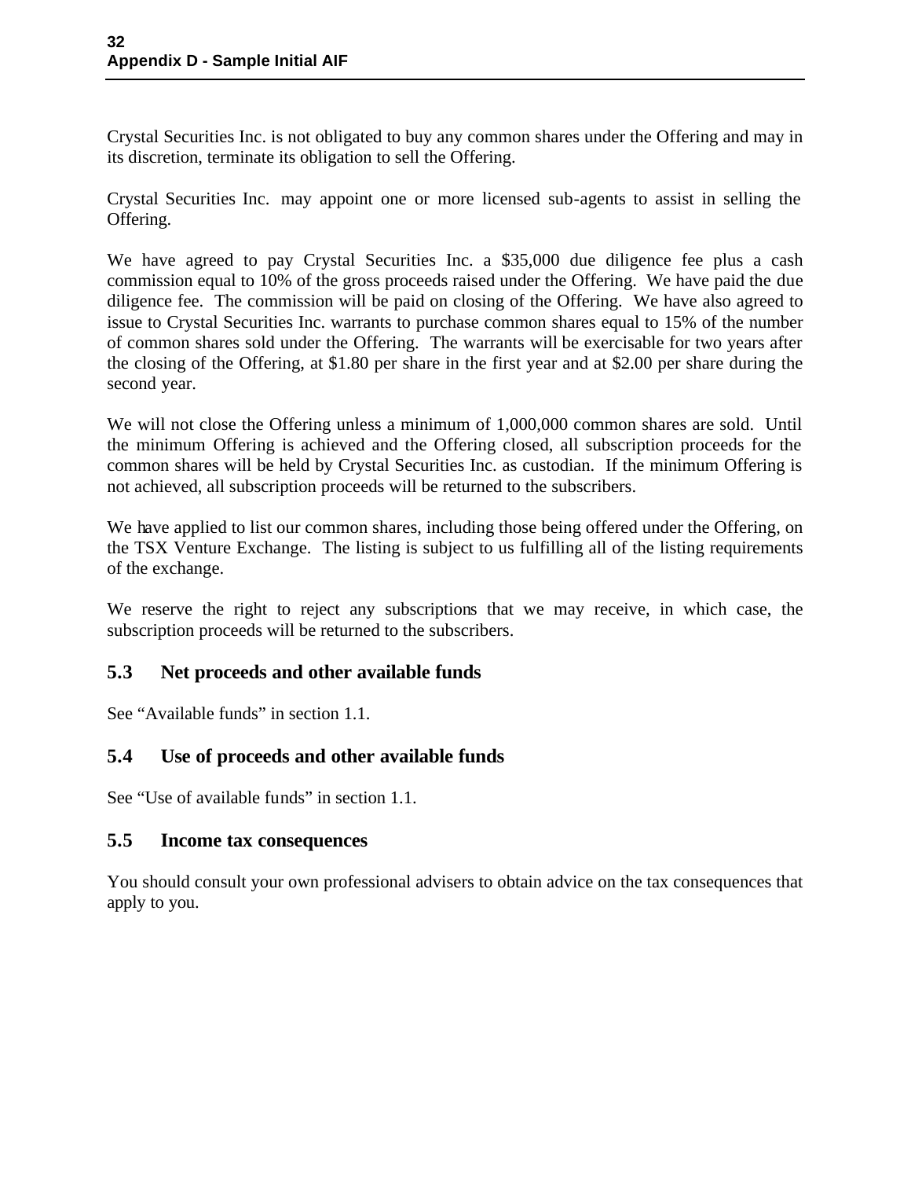Crystal Securities Inc. is not obligated to buy any common shares under the Offering and may in its discretion, terminate its obligation to sell the Offering.

Crystal Securities Inc. may appoint one or more licensed sub-agents to assist in selling the Offering.

We have agreed to pay Crystal Securities Inc. a $35,000 due diligence fee plus a cash commission equal to 10% of the gross proceeds raised under the Offering. We have paid the due diligence fee. The commission will be paid on closing of the Offering. We have also agreed to issue to Crystal Securities Inc. warrants to purchase common shares equal to 15% of the number of common shares sold under the Offering. The warrants will be exercisable for two years after the closing of the Offering, at $1.80 per share in the first year and at $2.00 per share during the second year.

We will not close the Offering unless a minimum of 1,000,000 common shares are sold. Until the minimum Offering is achieved and the Offering closed, all subscription proceeds for the common shares will be held by Crystal Securities Inc. as custodian. If the minimum Offering is not achieved, all subscription proceeds will be returned to the subscribers.

We have applied to list our common shares, including those being offered under the Offering, on the TSX Venture Exchange. The listing is subject to us fulfilling all of the listing requirements of the exchange.

We reserve the right to reject any subscriptions that we may receive, in which case, the subscription proceeds will be returned to the subscribers.

## 5.3 Net proceeds and other available funds

See "Available funds" in section 1.1.

## 5.4 Use of proceeds and other available funds

See "Use of available funds" in section 1.1.

## 5.5 Income tax consequences

You should consult your own professional advisers to obtain advice on the tax consequences that apply to you.